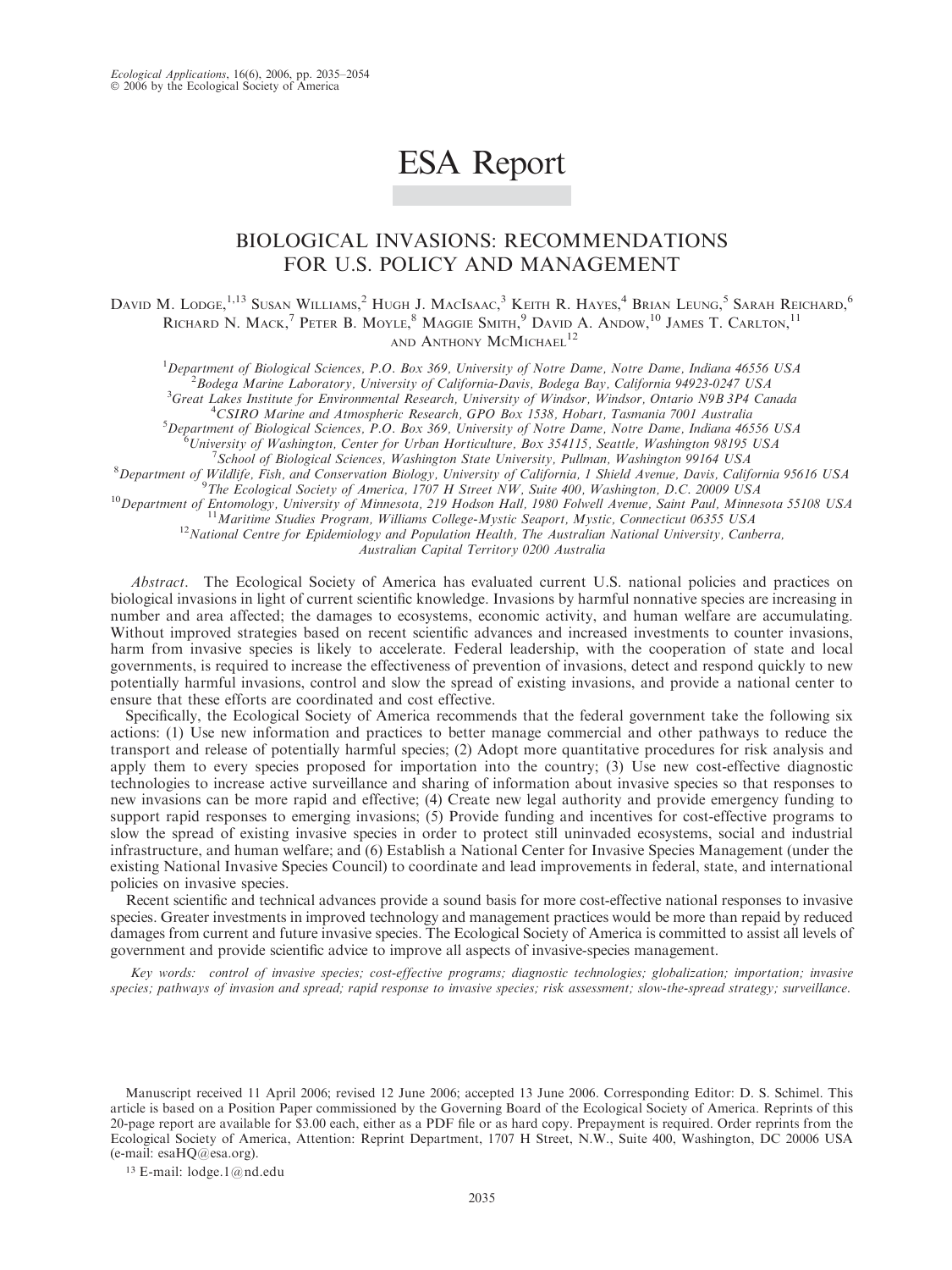# ESA Report

## BIOLOGICAL INVASIONS: RECOMMENDATIONS FOR U.S. POLICY AND MANAGEMENT

David M. Lodge,[1,13] Susan Williams,[2] Hugh J. MacIsaac,[3] Keith R. Hayes,[4] Brian Leung,[5] Sarah Reichard,[6] Richard N. Mack,[7] Peter B. Moyle,[8] Maggie Smith,[9] David A. Andow,[10] James T. Carlton,[11] and Anthony McMichael[12]

[1]*Department of Biological Sciences, P.O. Box 369, University of Notre Dame, Notre Dame, Indiana 46556 USA*
[2]*Bodega Marine Laboratory, University of California-Davis, Bodega Bay, California 94923-0247 USA*
[3]*Great Lakes Institute for Environmental Research, University of Windsor, Windsor, Ontario N9B 3P4 Canada*
[4]*CSIRO Marine and Atmospheric Research, GPO Box 1538, Hobart, Tasmania 7001 Australia*
[5]*Department of Biological Sciences, P.O. Box 369, University of Notre Dame, Notre Dame, Indiana 46556 USA*
[6]*University of Washington, Center for Urban Horticulture, Box 354115, Seattle, Washington 98195 USA*
[7]*School of Biological Sciences, Washington State University, Pullman, Washington 99164 USA*
[8]*Department of Wildlife, Fish, and Conservation Biology, University of California, 1 Shield Avenue, Davis, California 95616 USA*
[9]*The Ecological Society of America, 1707 H Street NW, Suite 400, Washington, D.C. 20009 USA*
[10]*Department of Entomology, University of Minnesota, 219 Hodson Hall, 1980 Folwell Avenue, Saint Paul, Minnesota 55108 USA*
[11]*Maritime Studies Program, Williams College-Mystic Seaport, Mystic, Connecticut 06355 USA*
[12]*National Centre for Epidemiology and Population Health, The Australian National University, Canberra, Australian Capital Territory 0200 Australia*

*Abstract*. The Ecological Society of America has evaluated current U.S. national policies and practices on biological invasions in light of current scientific knowledge. Invasions by harmful nonnative species are increasing in number and area affected; the damages to ecosystems, economic activity, and human welfare are accumulating. Without improved strategies based on recent scientific advances and increased investments to counter invasions, harm from invasive species is likely to accelerate. Federal leadership, with the cooperation of state and local governments, is required to increase the effectiveness of prevention of invasions, detect and respond quickly to new potentially harmful invasions, control and slow the spread of existing invasions, and provide a national center to ensure that these efforts are coordinated and cost effective.

Specifically, the Ecological Society of America recommends that the federal government take the following six actions: (1) Use new information and practices to better manage commercial and other pathways to reduce the transport and release of potentially harmful species; (2) Adopt more quantitative procedures for risk analysis and apply them to every species proposed for importation into the country; (3) Use new cost-effective diagnostic technologies to increase active surveillance and sharing of information about invasive species so that responses to new invasions can be more rapid and effective; (4) Create new legal authority and provide emergency funding to support rapid responses to emerging invasions; (5) Provide funding and incentives for cost-effective programs to slow the spread of existing invasive species in order to protect still uninvaded ecosystems, social and industrial infrastructure, and human welfare; and (6) Establish a National Center for Invasive Species Management (under the existing National Invasive Species Council) to coordinate and lead improvements in federal, state, and international policies on invasive species.

Recent scientific and technical advances provide a sound basis for more cost-effective national responses to invasive species. Greater investments in improved technology and management practices would be more than repaid by reduced damages from current and future invasive species. The Ecological Society of America is committed to assist all levels of government and provide scientific advice to improve all aspects of invasive-species management.

*Key words: control of invasive species; cost-effective programs; diagnostic technologies; globalization; importation; invasive species; pathways of invasion and spread; rapid response to invasive species; risk assessment; slow-the-spread strategy; surveillance.*

Manuscript received 11 April 2006; revised 12 June 2006; accepted 13 June 2006. Corresponding Editor: D. S. Schimel. This article is based on a Position Paper commissioned by the Governing Board of the Ecological Society of America. Reprints of this 20-page report are available for $3.00 each, either as a PDF file or as hard copy. Prepayment is required. Order reprints from the Ecological Society of America, Attention: Reprint Department, 1707 H Street, N.W., Suite 400, Washington, DC 20006 USA (e-mail: esaHQ@esa.org).

[13] E-mail: lodge.1@nd.edu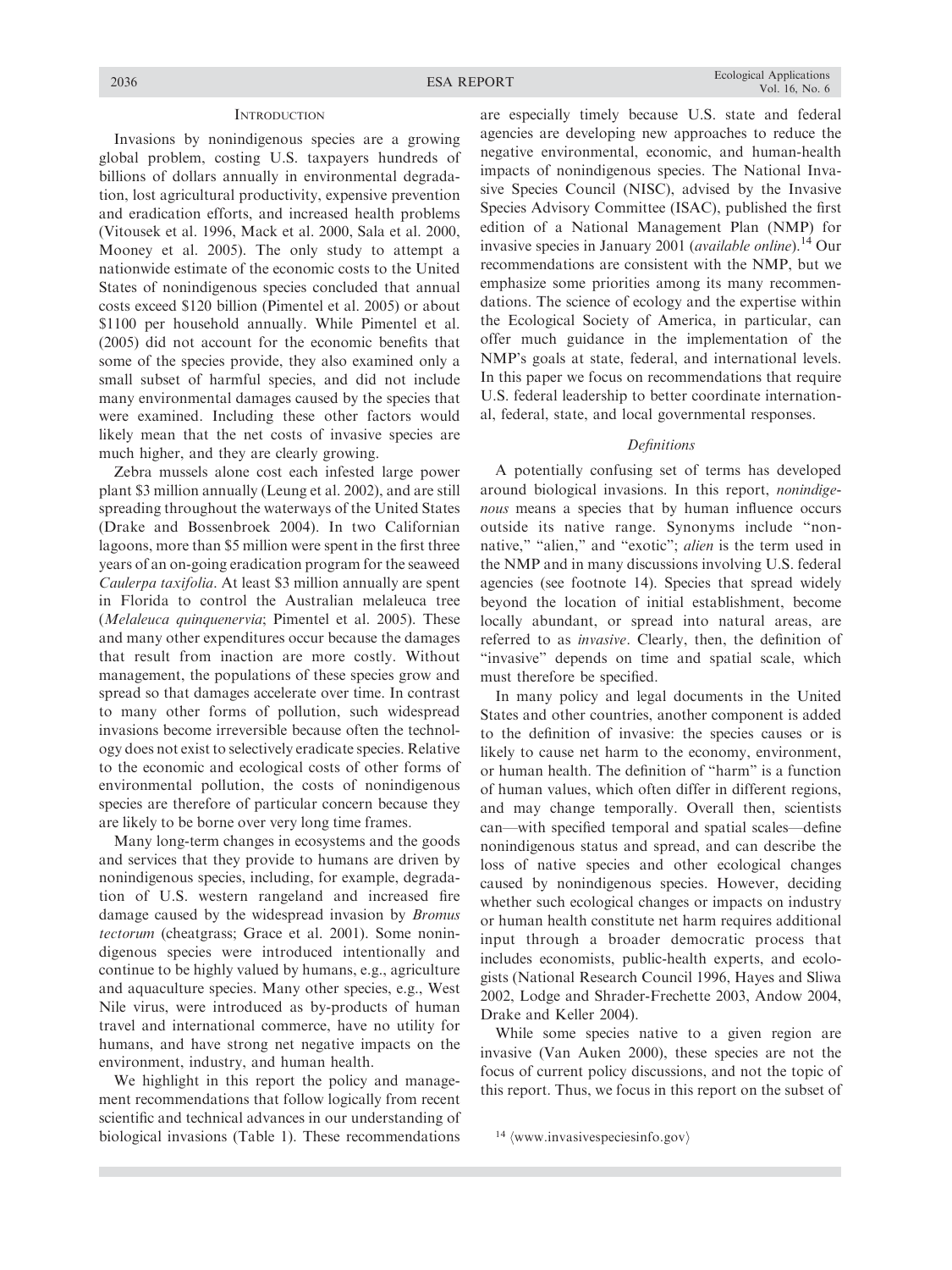## Introduction

Invasions by nonindigenous species are a growing global problem, costing U.S. taxpayers hundreds of billions of dollars annually in environmental degradation, lost agricultural productivity, expensive prevention and eradication efforts, and increased health problems (Vitousek et al. 1996, Mack et al. 2000, Sala et al. 2000, Mooney et al. 2005). The only study to attempt a nationwide estimate of the economic costs to the United States of nonindigenous species concluded that annual costs exceed $120 billion (Pimentel et al. 2005) or about $1100 per household annually. While Pimentel et al. (2005) did not account for the economic benefits that some of the species provide, they also examined only a small subset of harmful species, and did not include many environmental damages caused by the species that were examined. Including these other factors would likely mean that the net costs of invasive species are much higher, and they are clearly growing.

Zebra mussels alone cost each infested large power plant $3 million annually (Leung et al. 2002), and are still spreading throughout the waterways of the United States (Drake and Bossenbroek 2004). In two Californian lagoons, more than $5 million were spent in the first three years of an on-going eradication program for the seaweed *Caulerpa taxifolia*. At least $3 million annually are spent in Florida to control the Australian melaleuca tree (*Melaleuca quinquenervia*; Pimentel et al. 2005). These and many other expenditures occur because the damages that result from inaction are more costly. Without management, the populations of these species grow and spread so that damages accelerate over time. In contrast to many other forms of pollution, such widespread invasions become irreversible because often the technology does not exist to selectively eradicate species. Relative to the economic and ecological costs of other forms of environmental pollution, the costs of nonindigenous species are therefore of particular concern because they are likely to be borne over very long time frames.

Many long-term changes in ecosystems and the goods and services that they provide to humans are driven by nonindigenous species, including, for example, degradation of U.S. western rangeland and increased fire damage caused by the widespread invasion by *Bromus tectorum* (cheatgrass; Grace et al. 2001). Some nonindigenous species were introduced intentionally and continue to be highly valued by humans, e.g., agriculture and aquaculture species. Many other species, e.g., West Nile virus, were introduced as by-products of human travel and international commerce, have no utility for humans, and have strong net negative impacts on the environment, industry, and human health.

We highlight in this report the policy and management recommendations that follow logically from recent scientific and technical advances in our understanding of biological invasions (Table 1). These recommendations are especially timely because U.S. state and federal agencies are developing new approaches to reduce the negative environmental, economic, and human-health impacts of nonindigenous species. The National Invasive Species Council (NISC), advised by the Invasive Species Advisory Committee (ISAC), published the first edition of a National Management Plan (NMP) for invasive species in January 2001 (*available online*).[14] Our recommendations are consistent with the NMP, but we emphasize some priorities among its many recommendations. The science of ecology and the expertise within the Ecological Society of America, in particular, can offer much guidance in the implementation of the NMP's goals at state, federal, and international levels. In this paper we focus on recommendations that require U.S. federal leadership to better coordinate international, federal, state, and local governmental responses.

### *Definitions*

A potentially confusing set of terms has developed around biological invasions. In this report, *nonindigenous* means a species that by human influence occurs outside its native range. Synonyms include "nonnative," "alien," and "exotic"; *alien* is the term used in the NMP and in many discussions involving U.S. federal agencies (see footnote 14). Species that spread widely beyond the location of initial establishment, become locally abundant, or spread into natural areas, are referred to as *invasive*. Clearly, then, the definition of "invasive" depends on time and spatial scale, which must therefore be specified.

In many policy and legal documents in the United States and other countries, another component is added to the definition of invasive: the species causes or is likely to cause net harm to the economy, environment, or human health. The definition of "harm" is a function of human values, which often differ in different regions, and may change temporally. Overall then, scientists can—with specified temporal and spatial scales—define nonindigenous status and spread, and can describe the loss of native species and other ecological changes caused by nonindigenous species. However, deciding whether such ecological changes or impacts on industry or human health constitute net harm requires additional input through a broader democratic process that includes economists, public-health experts, and ecologists (National Research Council 1996, Hayes and Sliwa 2002, Lodge and Shrader-Frechette 2003, Andow 2004, Drake and Keller 2004).

While some species native to a given region are invasive (Van Auken 2000), these species are not the focus of current policy discussions, and not the topic of this report. Thus, we focus in this report on the subset of

[14] ⟨www.invasivespeciesinfo.gov⟩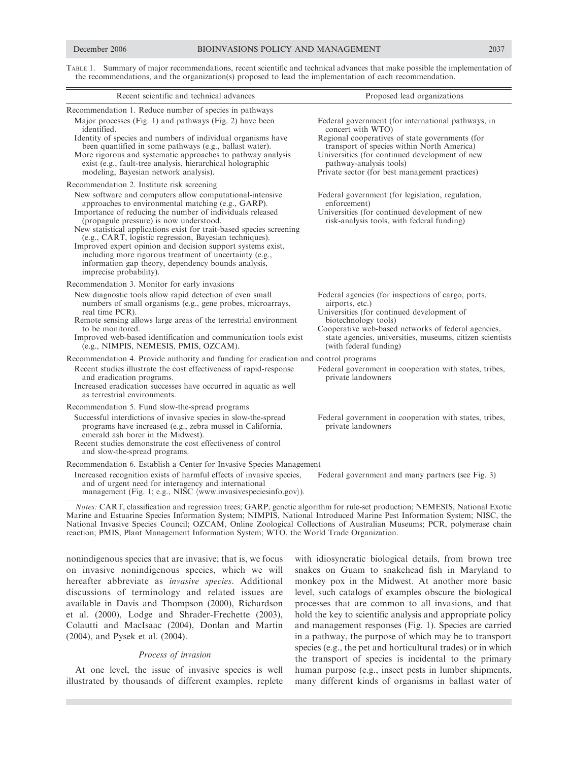Table 1. Summary of major recommendations, recent scientific and technical advances that make possible the implementation of the recommendations, and the organization(s) proposed to lead the implementation of each recommendation.

| Recent scientific and technical advances | Proposed lead organizations |
|---|---|
| **Recommendation 1. Reduce number of species in pathways** | |
| Major processes (Fig. 1) and pathways (Fig. 2) have been identified. Identity of species and numbers of individual organisms have been quantified in some pathways (e.g., ballast water). More rigorous and systematic approaches to pathway analysis exist (e.g., fault-tree analysis, hierarchical holographic modeling, Bayesian network analysis). | Federal government (for international pathways, in concert with WTO) Regional cooperatives of state governments (for transport of species within North America) Universities (for continued development of new pathway-analysis tools) Private sector (for best management practices) |
| **Recommendation 2. Institute risk screening** | |
| New software and computers allow computational-intensive approaches to environmental matching (e.g., GARP). Importance of reducing the number of individuals released (propagule pressure) is now understood. New statistical applications exist for trait-based species screening (e.g., CART, logistic regression, Bayesian techniques). Improved expert opinion and decision support systems exist, including more rigorous treatment of uncertainty (e.g., information gap theory, dependency bounds analysis, imprecise probability). | Federal government (for legislation, regulation, enforcement) Universities (for continued development of new risk-analysis tools, with federal funding) |
| **Recommendation 3. Monitor for early invasions** | |
| New diagnostic tools allow rapid detection of even small numbers of small organisms (e.g., gene probes, microarrays, real time PCR). Remote sensing allows large areas of the terrestrial environment to be monitored. Improved web-based identification and communication tools exist (e.g., NIMPIS, NEMESIS, PMIS, OZCAM). | Federal agencies (for inspections of cargo, ports, airports, etc.) Universities (for continued development of biotechnology tools) Cooperative web-based networks of federal agencies, state agencies, universities, museums, citizen scientists (with federal funding) |
| **Recommendation 4. Provide authority and funding for eradication and control programs** | |
| Recent studies illustrate the cost effectiveness of rapid-response and eradication programs. Increased eradication successes have occurred in aquatic as well as terrestrial environments. | Federal government in cooperation with states, tribes, private landowners |
| **Recommendation 5. Fund slow-the-spread programs** | |
| Successful interdictions of invasive species in slow-the-spread programs have increased (e.g., zebra mussel in California, emerald ash borer in the Midwest). Recent studies demonstrate the cost effectiveness of control and slow-the-spread programs. | Federal government in cooperation with states, tribes, private landowners |
| **Recommendation 6. Establish a Center for Invasive Species Management** | |
| Increased recognition exists of harmful effects of invasive species, and of urgent need for interagency and international management (Fig. 1; e.g., NISC ⟨www.invasivespeciesinfo.gov⟩). | Federal government and many partners (see Fig. 3) |

*Notes:* CART, classification and regression trees; GARP, genetic algorithm for rule-set production; NEMESIS, National Exotic Marine and Estuarine Species Information System; NIMPIS, National Introduced Marine Pest Information System; NISC, the National Invasive Species Council; OZCAM, Online Zoological Collections of Australian Museums; PCR, polymerase chain reaction; PMIS, Plant Management Information System; WTO, the World Trade Organization.

nonindigenous species that are invasive; that is, we focus on invasive nonindigenous species, which we will hereafter abbreviate as *invasive species*. Additional discussions of terminology and related issues are available in Davis and Thompson (2000), Richardson et al. (2000), Lodge and Shrader-Frechette (2003), Colautti and MacIsaac (2004), Donlan and Martin (2004), and Pysek et al. (2004).

### *Process of invasion*

At one level, the issue of invasive species is well illustrated by thousands of different examples, replete with idiosyncratic biological details, from brown tree snakes on Guam to snakehead fish in Maryland to monkey pox in the Midwest. At another more basic level, such catalogs of examples obscure the biological processes that are common to all invasions, and that hold the key to scientific analysis and appropriate policy and management responses (Fig. 1). Species are carried in a pathway, the purpose of which may be to transport species (e.g., the pet and horticultural trades) or in which the transport of species is incidental to the primary human purpose (e.g., insect pests in lumber shipments, many different kinds of organisms in ballast water of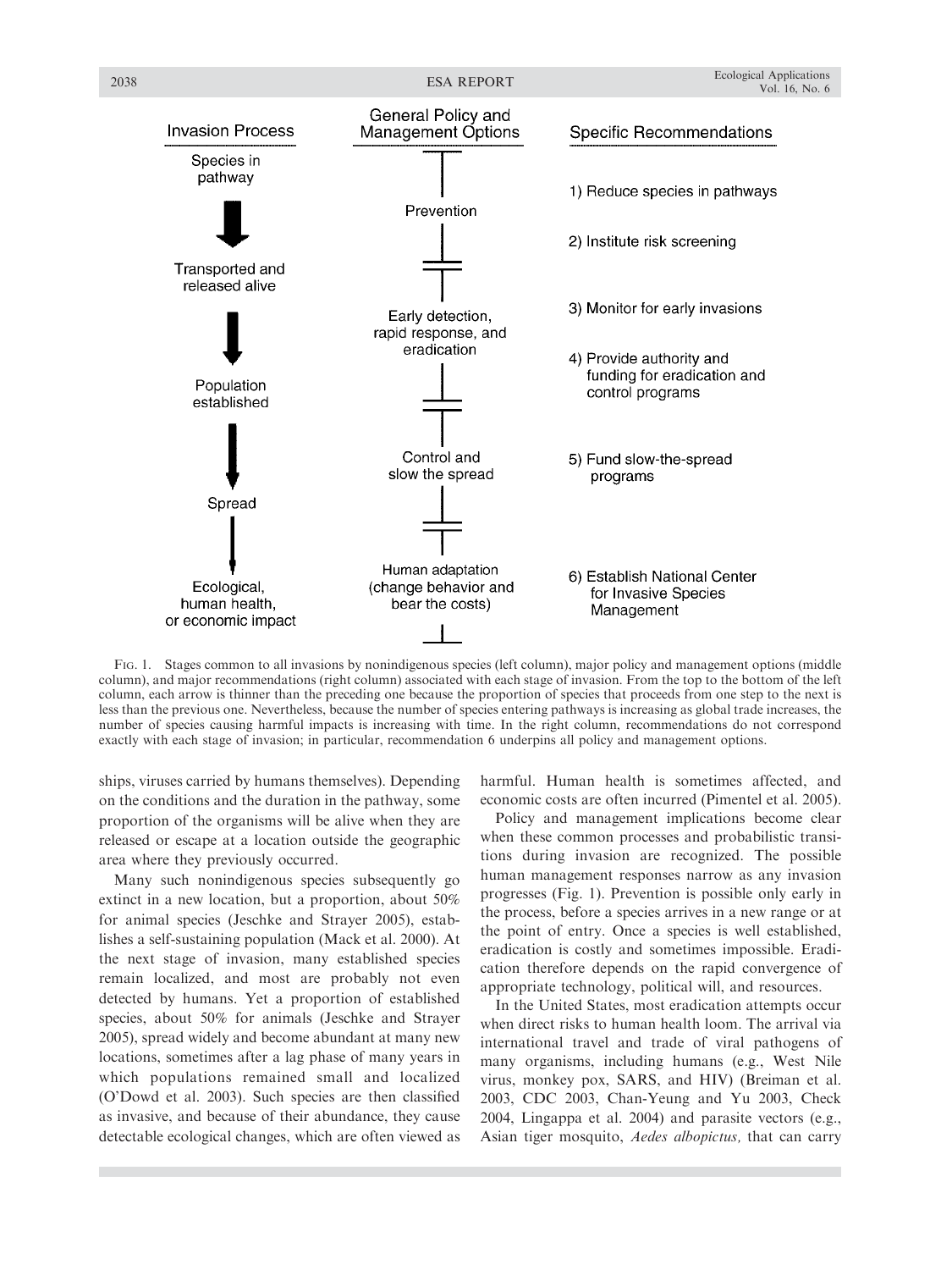| Invasion Process | General Policy and Management Options | Specific Recommendations |
|---|---|---|
| Species in pathway | Prevention | 1) Reduce species in pathways |
| | | 2) Institute risk screening |
| Transported and released alive | Early detection, rapid response, and eradication | 3) Monitor for early invasions |
| | | 4) Provide authority and funding for eradication and control programs |
| Population established | Control and slow the spread | 5) Fund slow-the-spread programs |
| Spread | | |
| Ecological, human health, or economic impact | Human adaptation (change behavior and bear the costs) | 6) Establish National Center for Invasive Species Management |

FIG. 1. Stages common to all invasions by nonindigenous species (left column), major policy and management options (middle column), and major recommendations (right column) associated with each stage of invasion. From the top to the bottom of the left column, each arrow is thinner than the preceding one because the proportion of species that proceeds from one step to the next is less than the previous one. Nevertheless, because the number of species entering pathways is increasing as global trade increases, the number of species causing harmful impacts is increasing with time. In the right column, recommendations do not correspond exactly with each stage of invasion; in particular, recommendation 6 underpins all policy and management options.

ships, viruses carried by humans themselves). Depending on the conditions and the duration in the pathway, some proportion of the organisms will be alive when they are released or escape at a location outside the geographic area where they previously occurred.

Many such nonindigenous species subsequently go extinct in a new location, but a proportion, about 50% for animal species (Jeschke and Strayer 2005), establishes a self-sustaining population (Mack et al. 2000). At the next stage of invasion, many established species remain localized, and most are probably not even detected by humans. Yet a proportion of established species, about 50% for animals (Jeschke and Strayer 2005), spread widely and become abundant at many new locations, sometimes after a lag phase of many years in which populations remained small and localized (O'Dowd et al. 2003). Such species are then classified as invasive, and because of their abundance, they cause detectable ecological changes, which are often viewed as harmful. Human health is sometimes affected, and economic costs are often incurred (Pimentel et al. 2005).

Policy and management implications become clear when these common processes and probabilistic transitions during invasion are recognized. The possible human management responses narrow as any invasion progresses (Fig. 1). Prevention is possible only early in the process, before a species arrives in a new range or at the point of entry. Once a species is well established, eradication is costly and sometimes impossible. Eradication therefore depends on the rapid convergence of appropriate technology, political will, and resources.

In the United States, most eradication attempts occur when direct risks to human health loom. The arrival via international travel and trade of viral pathogens of many organisms, including humans (e.g., West Nile virus, monkey pox, SARS, and HIV) (Breiman et al. 2003, CDC 2003, Chan-Yeung and Yu 2003, Check 2004, Lingappa et al. 2004) and parasite vectors (e.g., Asian tiger mosquito, *Aedes albopictus,* that can carry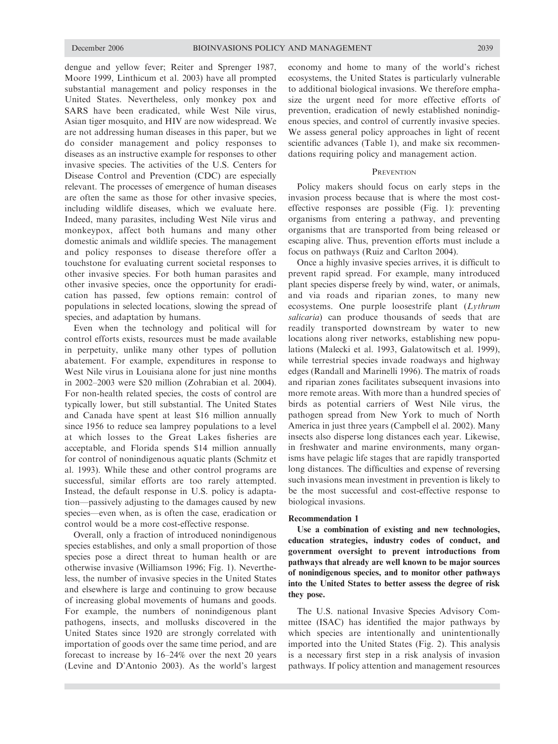dengue and yellow fever; Reiter and Sprenger 1987, Moore 1999, Linthicum et al. 2003) have all prompted substantial management and policy responses in the United States. Nevertheless, only monkey pox and SARS have been eradicated, while West Nile virus, Asian tiger mosquito, and HIV are now widespread. We are not addressing human diseases in this paper, but we do consider management and policy responses to diseases as an instructive example for responses to other invasive species. The activities of the U.S. Centers for Disease Control and Prevention (CDC) are especially relevant. The processes of emergence of human diseases are often the same as those for other invasive species, including wildlife diseases, which we evaluate here. Indeed, many parasites, including West Nile virus and monkeypox, affect both humans and many other domestic animals and wildlife species. The management and policy responses to disease therefore offer a touchstone for evaluating current societal responses to other invasive species. For both human parasites and other invasive species, once the opportunity for eradication has passed, few options remain: control of populations in selected locations, slowing the spread of species, and adaptation by humans.

Even when the technology and political will for control efforts exists, resources must be made available in perpetuity, unlike many other types of pollution abatement. For example, expenditures in response to West Nile virus in Louisiana alone for just nine months in 2002–2003 were \$20 million (Zohrabian et al. 2004). For non-health related species, the costs of control are typically lower, but still substantial. The United States and Canada have spent at least \$16 million annually since 1956 to reduce sea lamprey populations to a level at which losses to the Great Lakes fisheries are acceptable, and Florida spends \$14 million annually for control of nonindigenous aquatic plants (Schmitz et al. 1993). While these and other control programs are successful, similar efforts are too rarely attempted. Instead, the default response in U.S. policy is adaptation—passively adjusting to the damages caused by new species—even when, as is often the case, eradication or control would be a more cost-effective response.

Overall, only a fraction of introduced nonindigenous species establishes, and only a small proportion of those species pose a direct threat to human health or are otherwise invasive (Williamson 1996; Fig. 1). Nevertheless, the number of invasive species in the United States and elsewhere is large and continuing to grow because of increasing global movements of humans and goods. For example, the numbers of nonindigenous plant pathogens, insects, and mollusks discovered in the United States since 1920 are strongly correlated with importation of goods over the same time period, and are forecast to increase by 16–24% over the next 20 years (Levine and D'Antonio 2003). As the world's largest economy and home to many of the world's richest ecosystems, the United States is particularly vulnerable to additional biological invasions. We therefore emphasize the urgent need for more effective efforts of prevention, eradication of newly established nonindigenous species, and control of currently invasive species. We assess general policy approaches in light of recent scientific advances (Table 1), and make six recommendations requiring policy and management action.

## Prevention

Policy makers should focus on early steps in the invasion process because that is where the most cost-effective responses are possible (Fig. 1): preventing organisms from entering a pathway, and preventing organisms that are transported from being released or escaping alive. Thus, prevention efforts must include a focus on pathways (Ruiz and Carlton 2004).

Once a highly invasive species arrives, it is difficult to prevent rapid spread. For example, many introduced plant species disperse freely by wind, water, or animals, and via roads and riparian zones, to many new ecosystems. One purple loosestrife plant (*Lythrum salicaria*) can produce thousands of seeds that are readily transported downstream by water to new locations along river networks, establishing new populations (Malecki et al. 1993, Galatowitsch et al. 1999), while terrestrial species invade roadways and highway edges (Randall and Marinelli 1996). The matrix of roads and riparian zones facilitates subsequent invasions into more remote areas. With more than a hundred species of birds as potential carriers of West Nile virus, the pathogen spread from New York to much of North America in just three years (Campbell el al. 2002). Many insects also disperse long distances each year. Likewise, in freshwater and marine environments, many organisms have pelagic life stages that are rapidly transported long distances. The difficulties and expense of reversing such invasions mean investment in prevention is likely to be the most successful and cost-effective response to biological invasions.

### Recommendation 1

**Use a combination of existing and new technologies, education strategies, industry codes of conduct, and government oversight to prevent introductions from pathways that already are well known to be major sources of nonindigenous species, and to monitor other pathways into the United States to better assess the degree of risk they pose.**

The U.S. national Invasive Species Advisory Committee (ISAC) has identified the major pathways by which species are intentionally and unintentionally imported into the United States (Fig. 2). This analysis is a necessary first step in a risk analysis of invasion pathways. If policy attention and management resources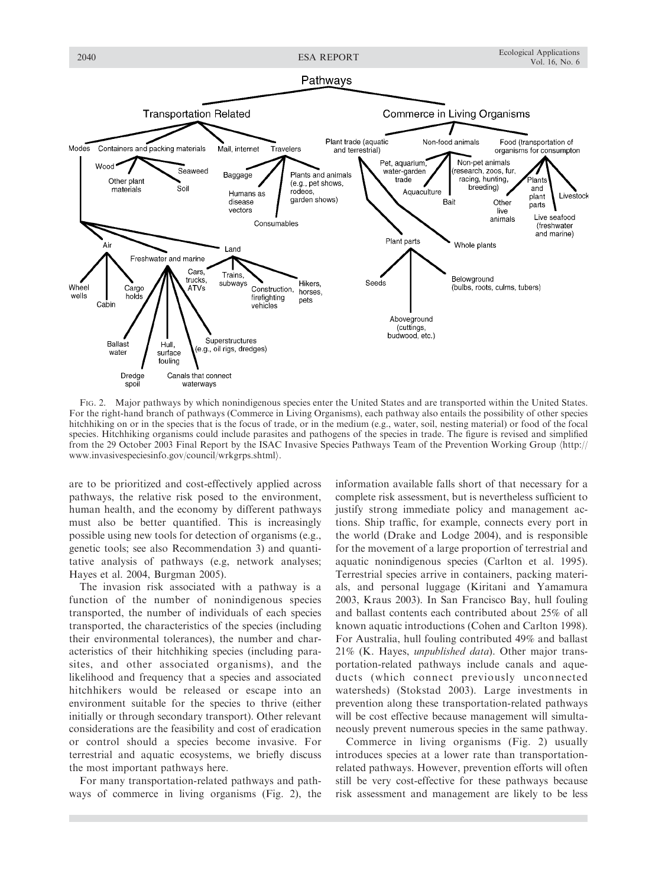Fig. 2. Major pathways by which nonindigenous species enter the United States and are transported within the United States. For the right-hand branch of pathways (Commerce in Living Organisms), each pathway also entails the possibility of other species hitchhiking on or in the species that is the focus of trade, or in the medium (e.g., water, soil, nesting material) or food of the focal species. Hitchhiking organisms could include parasites and pathogens of the species in trade. The figure is revised and simplified from the 29 October 2003 Final Report by the ISAC Invasive Species Pathways Team of the Prevention Working Group ⟨http://www.invasivespeciesinfo.gov/council/wrkgrps.shtml⟩.

are to be prioritized and cost-effectively applied across pathways, the relative risk posed to the environment, human health, and the economy by different pathways must also be better quantified. This is increasingly possible using new tools for detection of organisms (e.g., genetic tools; see also Recommendation 3) and quantitative analysis of pathways (e.g, network analyses; Hayes et al. 2004, Burgman 2005).

The invasion risk associated with a pathway is a function of the number of nonindigenous species transported, the number of individuals of each species transported, the characteristics of the species (including their environmental tolerances), the number and characteristics of their hitchhiking species (including parasites, and other associated organisms), and the likelihood and frequency that a species and associated hitchhikers would be released or escape into an environment suitable for the species to thrive (either initially or through secondary transport). Other relevant considerations are the feasibility and cost of eradication or control should a species become invasive. For terrestrial and aquatic ecosystems, we briefly discuss the most important pathways here.

For many transportation-related pathways and pathways of commerce in living organisms (Fig. 2), the information available falls short of that necessary for a complete risk assessment, but is nevertheless sufficient to justify strong immediate policy and management actions. Ship traffic, for example, connects every port in the world (Drake and Lodge 2004), and is responsible for the movement of a large proportion of terrestrial and aquatic nonindigenous species (Carlton et al. 1995). Terrestrial species arrive in containers, packing materials, and personal luggage (Kiritani and Yamamura 2003, Kraus 2003). In San Francisco Bay, hull fouling and ballast contents each contributed about 25% of all known aquatic introductions (Cohen and Carlton 1998). For Australia, hull fouling contributed 49% and ballast 21% (K. Hayes, *unpublished data*). Other major transportation-related pathways include canals and aqueducts (which connect previously unconnected watersheds) (Stokstad 2003). Large investments in prevention along these transportation-related pathways will be cost effective because management will simultaneously prevent numerous species in the same pathway.

Commerce in living organisms (Fig. 2) usually introduces species at a lower rate than transportation-related pathways. However, prevention efforts will often still be very cost-effective for these pathways because risk assessment and management are likely to be less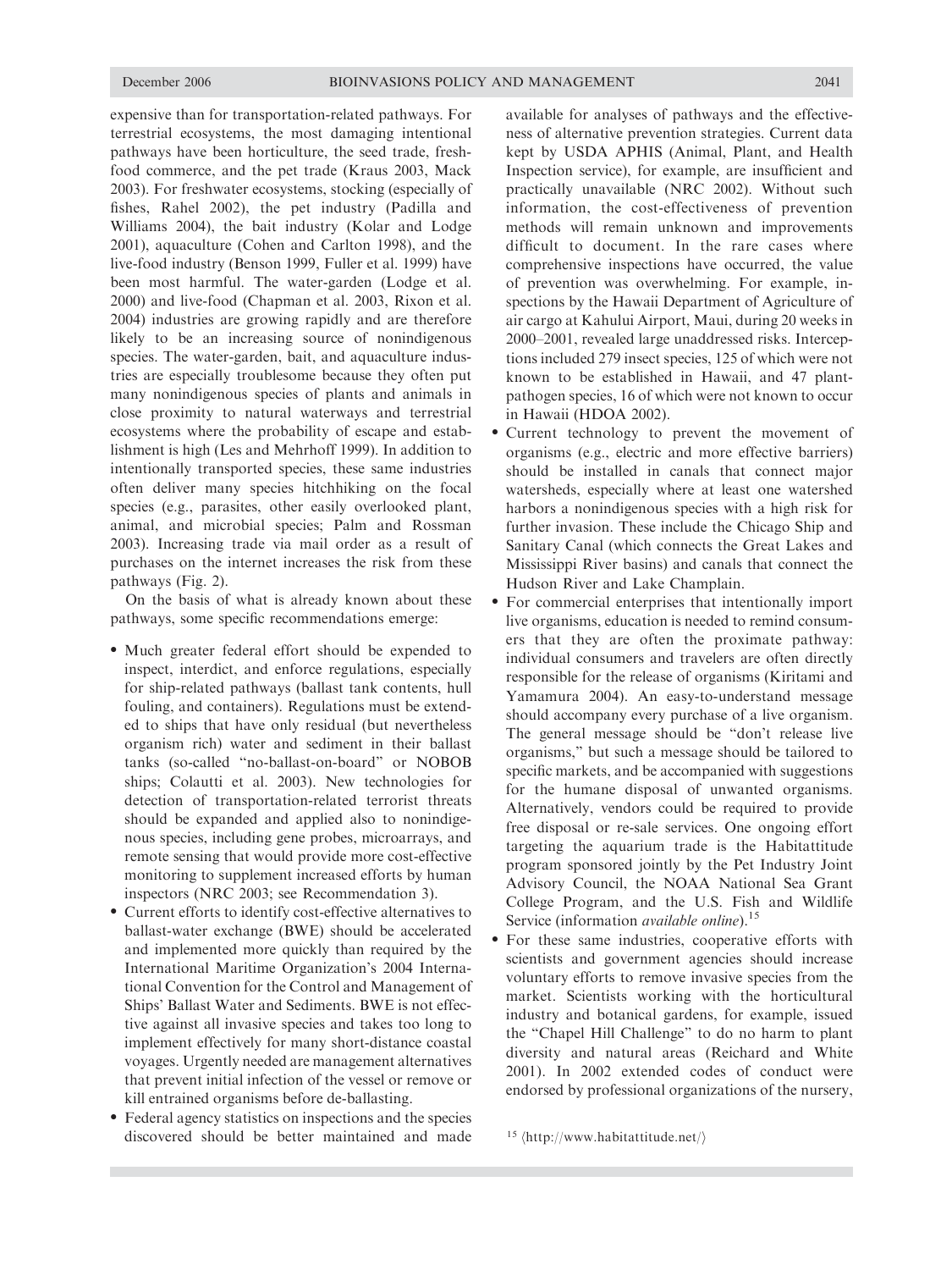expensive than for transportation-related pathways. For terrestrial ecosystems, the most damaging intentional pathways have been horticulture, the seed trade, fresh-food commerce, and the pet trade (Kraus 2003, Mack 2003). For freshwater ecosystems, stocking (especially of fishes, Rahel 2002), the pet industry (Padilla and Williams 2004), the bait industry (Kolar and Lodge 2001), aquaculture (Cohen and Carlton 1998), and the live-food industry (Benson 1999, Fuller et al. 1999) have been most harmful. The water-garden (Lodge et al. 2000) and live-food (Chapman et al. 2003, Rixon et al. 2004) industries are growing rapidly and are therefore likely to be an increasing source of nonindigenous species. The water-garden, bait, and aquaculture industries are especially troublesome because they often put many nonindigenous species of plants and animals in close proximity to natural waterways and terrestrial ecosystems where the probability of escape and establishment is high (Les and Mehrhoff 1999). In addition to intentionally transported species, these same industries often deliver many species hitchhiking on the focal species (e.g., parasites, other easily overlooked plant, animal, and microbial species; Palm and Rossman 2003). Increasing trade via mail order as a result of purchases on the internet increases the risk from these pathways (Fig. 2).

On the basis of what is already known about these pathways, some specific recommendations emerge:

- Much greater federal effort should be expended to inspect, interdict, and enforce regulations, especially for ship-related pathways (ballast tank contents, hull fouling, and containers). Regulations must be extended to ships that have only residual (but nevertheless organism rich) water and sediment in their ballast tanks (so-called "no-ballast-on-board" or NOBOB ships; Colautti et al. 2003). New technologies for detection of transportation-related terrorist threats should be expanded and applied also to nonindigenous species, including gene probes, microarrays, and remote sensing that would provide more cost-effective monitoring to supplement increased efforts by human inspectors (NRC 2003; see Recommendation 3).
- Current efforts to identify cost-effective alternatives to ballast-water exchange (BWE) should be accelerated and implemented more quickly than required by the International Maritime Organization's 2004 International Convention for the Control and Management of Ships' Ballast Water and Sediments. BWE is not effective against all invasive species and takes too long to implement effectively for many short-distance coastal voyages. Urgently needed are management alternatives that prevent initial infection of the vessel or remove or kill entrained organisms before de-ballasting.
- Federal agency statistics on inspections and the species discovered should be better maintained and made available for analyses of pathways and the effectiveness of alternative prevention strategies. Current data kept by USDA APHIS (Animal, Plant, and Health Inspection service), for example, are insufficient and practically unavailable (NRC 2002). Without such information, the cost-effectiveness of prevention methods will remain unknown and improvements difficult to document. In the rare cases where comprehensive inspections have occurred, the value of prevention was overwhelming. For example, inspections by the Hawaii Department of Agriculture of air cargo at Kahului Airport, Maui, during 20 weeks in 2000–2001, revealed large unaddressed risks. Interceptions included 279 insect species, 125 of which were not known to be established in Hawaii, and 47 plant-pathogen species, 16 of which were not known to occur in Hawaii (HDOA 2002).
- Current technology to prevent the movement of organisms (e.g., electric and more effective barriers) should be installed in canals that connect major watersheds, especially where at least one watershed harbors a nonindigenous species with a high risk for further invasion. These include the Chicago Ship and Sanitary Canal (which connects the Great Lakes and Mississippi River basins) and canals that connect the Hudson River and Lake Champlain.
- For commercial enterprises that intentionally import live organisms, education is needed to remind consumers that they are often the proximate pathway: individual consumers and travelers are often directly responsible for the release of organisms (Kiritami and Yamamura 2004). An easy-to-understand message should accompany every purchase of a live organism. The general message should be "don't release live organisms," but such a message should be tailored to specific markets, and be accompanied with suggestions for the humane disposal of unwanted organisms. Alternatively, vendors could be required to provide free disposal or re-sale services. One ongoing effort targeting the aquarium trade is the Habitattitude program sponsored jointly by the Pet Industry Joint Advisory Council, the NOAA National Sea Grant College Program, and the U.S. Fish and Wildlife Service (information *available online*).[15]
- For these same industries, cooperative efforts with scientists and government agencies should increase voluntary efforts to remove invasive species from the market. Scientists working with the horticultural industry and botanical gardens, for example, issued the "Chapel Hill Challenge" to do no harm to plant diversity and natural areas (Reichard and White 2001). In 2002 extended codes of conduct were endorsed by professional organizations of the nursery,

[15] ⟨http://www.habitattitude.net/⟩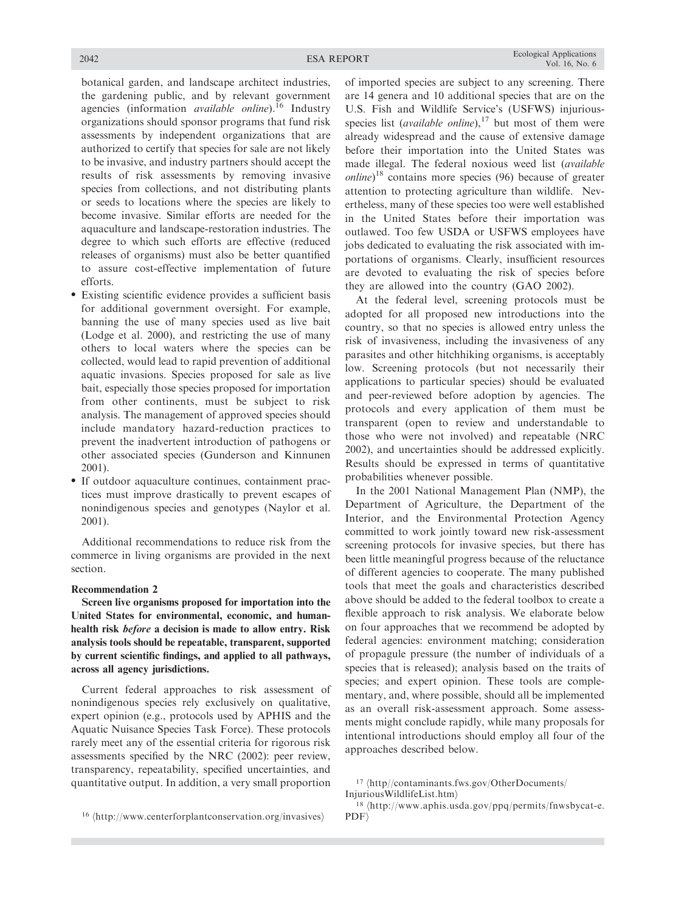botanical garden, and landscape architect industries, the gardening public, and by relevant government agencies (information *available online*).[16] Industry organizations should sponsor programs that fund risk assessments by independent organizations that are authorized to certify that species for sale are not likely to be invasive, and industry partners should accept the results of risk assessments by removing invasive species from collections, and not distributing plants or seeds to locations where the species are likely to become invasive. Similar efforts are needed for the aquaculture and landscape-restoration industries. The degree to which such efforts are effective (reduced releases of organisms) must also be better quantified to assure cost-effective implementation of future efforts.

- Existing scientific evidence provides a sufficient basis for additional government oversight. For example, banning the use of many species used as live bait (Lodge et al. 2000), and restricting the use of many others to local waters where the species can be collected, would lead to rapid prevention of additional aquatic invasions. Species proposed for sale as live bait, especially those species proposed for importation from other continents, must be subject to risk analysis. The management of approved species should include mandatory hazard-reduction practices to prevent the inadvertent introduction of pathogens or other associated species (Gunderson and Kinnunen 2001).
- If outdoor aquaculture continues, containment practices must improve drastically to prevent escapes of nonindigenous species and genotypes (Naylor et al. 2001).

Additional recommendations to reduce risk from the commerce in living organisms are provided in the next section.

**Recommendation 2**

**Screen live organisms proposed for importation into the United States for environmental, economic, and human-health risk *before* a decision is made to allow entry. Risk analysis tools should be repeatable, transparent, supported by current scientific findings, and applied to all pathways, across all agency jurisdictions.**

Current federal approaches to risk assessment of nonindigenous species rely exclusively on qualitative, expert opinion (e.g., protocols used by APHIS and the Aquatic Nuisance Species Task Force). These protocols rarely meet any of the essential criteria for rigorous risk assessments specified by the NRC (2002): peer review, transparency, repeatability, specified uncertainties, and quantitative output. In addition, a very small proportion of imported species are subject to any screening. There are 14 genera and 10 additional species that are on the U.S. Fish and Wildlife Service's (USFWS) injurious-species list (*available online*),[17] but most of them were already widespread and the cause of extensive damage before their importation into the United States was made illegal. The federal noxious weed list (*available online*)[18] contains more species (96) because of greater attention to protecting agriculture than wildlife. Nevertheless, many of these species too were well established in the United States before their importation was outlawed. Too few USDA or USFWS employees have jobs dedicated to evaluating the risk associated with importations of organisms. Clearly, insufficient resources are devoted to evaluating the risk of species before they are allowed into the country (GAO 2002).

At the federal level, screening protocols must be adopted for all proposed new introductions into the country, so that no species is allowed entry unless the risk of invasiveness, including the invasiveness of any parasites and other hitchhiking organisms, is acceptably low. Screening protocols (but not necessarily their applications to particular species) should be evaluated and peer-reviewed before adoption by agencies. The protocols and every application of them must be transparent (open to review and understandable to those who were not involved) and repeatable (NRC 2002), and uncertainties should be addressed explicitly. Results should be expressed in terms of quantitative probabilities whenever possible.

In the 2001 National Management Plan (NMP), the Department of Agriculture, the Department of the Interior, and the Environmental Protection Agency committed to work jointly toward new risk-assessment screening protocols for invasive species, but there has been little meaningful progress because of the reluctance of different agencies to cooperate. The many published tools that meet the goals and characteristics described above should be added to the federal toolbox to create a flexible approach to risk analysis. We elaborate below on four approaches that we recommend be adopted by federal agencies: environment matching; consideration of propagule pressure (the number of individuals of a species that is released); analysis based on the traits of species; and expert opinion. These tools are complementary, and, where possible, should all be implemented as an overall risk-assessment approach. Some assessments might conclude rapidly, while many proposals for intentional introductions should employ all four of the approaches described below.

[16] ⟨http://www.centerforplantconservation.org/invasives⟩

[17] ⟨http//contaminants.fws.gov/OtherDocuments/InjuriousWildlifeList.htm⟩

[18] ⟨http://www.aphis.usda.gov/ppq/permits/fnwsbycat-e.PDF⟩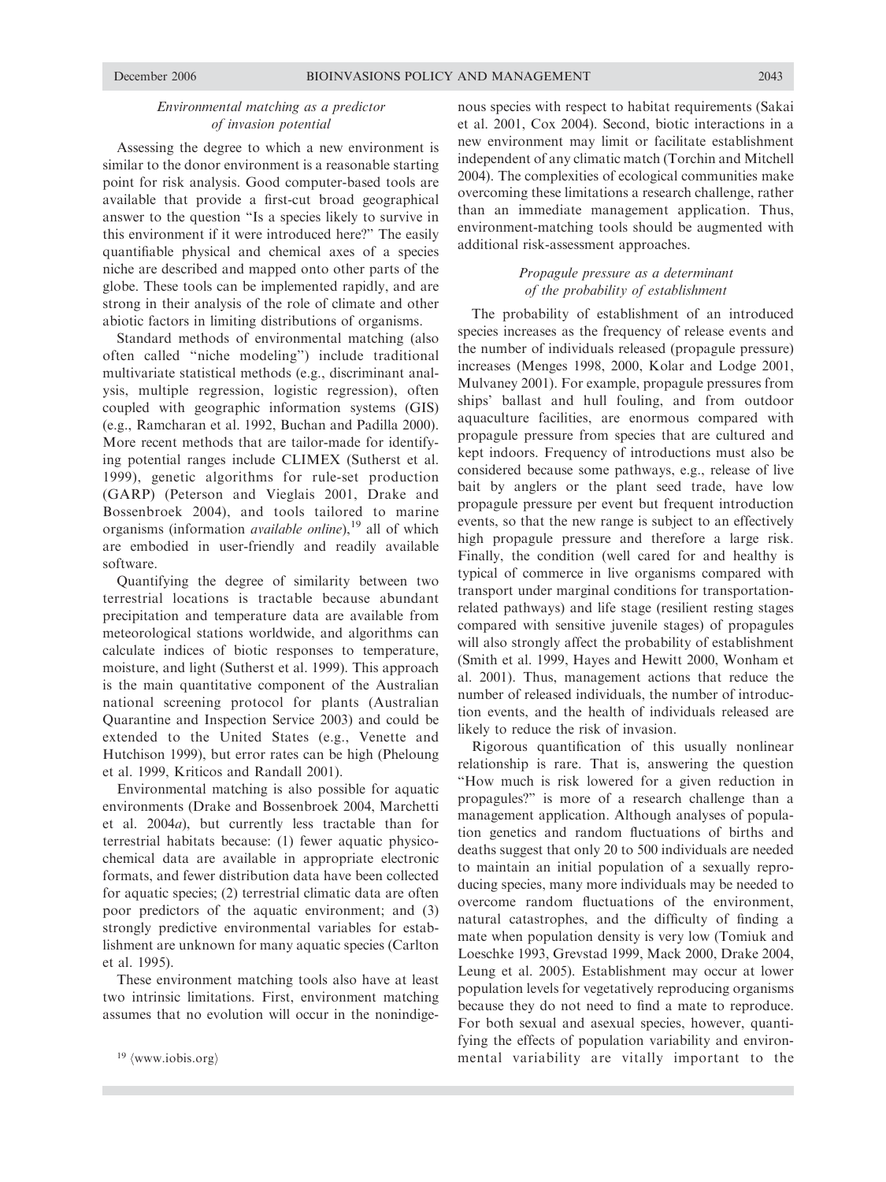### *Environmental matching as a predictor of invasion potential*

Assessing the degree to which a new environment is similar to the donor environment is a reasonable starting point for risk analysis. Good computer-based tools are available that provide a first-cut broad geographical answer to the question "Is a species likely to survive in this environment if it were introduced here?" The easily quantifiable physical and chemical axes of a species niche are described and mapped onto other parts of the globe. These tools can be implemented rapidly, and are strong in their analysis of the role of climate and other abiotic factors in limiting distributions of organisms.

Standard methods of environmental matching (also often called "niche modeling") include traditional multivariate statistical methods (e.g., discriminant analysis, multiple regression, logistic regression), often coupled with geographic information systems (GIS) (e.g., Ramcharan et al. 1992, Buchan and Padilla 2000). More recent methods that are tailor-made for identifying potential ranges include CLIMEX (Sutherst et al. 1999), genetic algorithms for rule-set production (GARP) (Peterson and Vieglais 2001, Drake and Bossenbroek 2004), and tools tailored to marine organisms (information *available online*),[19] all of which are embodied in user-friendly and readily available software.

Quantifying the degree of similarity between two terrestrial locations is tractable because abundant precipitation and temperature data are available from meteorological stations worldwide, and algorithms can calculate indices of biotic responses to temperature, moisture, and light (Sutherst et al. 1999). This approach is the main quantitative component of the Australian national screening protocol for plants (Australian Quarantine and Inspection Service 2003) and could be extended to the United States (e.g., Venette and Hutchison 1999), but error rates can be high (Pheloung et al. 1999, Kriticos and Randall 2001).

Environmental matching is also possible for aquatic environments (Drake and Bossenbroek 2004, Marchetti et al. 2004*a*), but currently less tractable than for terrestrial habitats because: (1) fewer aquatic physicochemical data are available in appropriate electronic formats, and fewer distribution data have been collected for aquatic species; (2) terrestrial climatic data are often poor predictors of the aquatic environment; and (3) strongly predictive environmental variables for establishment are unknown for many aquatic species (Carlton et al. 1995).

These environment matching tools also have at least two intrinsic limitations. First, environment matching assumes that no evolution will occur in the nonindigenous species with respect to habitat requirements (Sakai et al. 2001, Cox 2004). Second, biotic interactions in a new environment may limit or facilitate establishment independent of any climatic match (Torchin and Mitchell 2004). The complexities of ecological communities make overcoming these limitations a research challenge, rather than an immediate management application. Thus, environment-matching tools should be augmented with additional risk-assessment approaches.

### *Propagule pressure as a determinant of the probability of establishment*

The probability of establishment of an introduced species increases as the frequency of release events and the number of individuals released (propagule pressure) increases (Menges 1998, 2000, Kolar and Lodge 2001, Mulvaney 2001). For example, propagule pressures from ships' ballast and hull fouling, and from outdoor aquaculture facilities, are enormous compared with propagule pressure from species that are cultured and kept indoors. Frequency of introductions must also be considered because some pathways, e.g., release of live bait by anglers or the plant seed trade, have low propagule pressure per event but frequent introduction events, so that the new range is subject to an effectively high propagule pressure and therefore a large risk. Finally, the condition (well cared for and healthy is typical of commerce in live organisms compared with transport under marginal conditions for transportation-related pathways) and life stage (resilient resting stages compared with sensitive juvenile stages) of propagules will also strongly affect the probability of establishment (Smith et al. 1999, Hayes and Hewitt 2000, Wonham et al. 2001). Thus, management actions that reduce the number of released individuals, the number of introduction events, and the health of individuals released are likely to reduce the risk of invasion.

Rigorous quantification of this usually nonlinear relationship is rare. That is, answering the question "How much is risk lowered for a given reduction in propagules?" is more of a research challenge than a management application. Although analyses of population genetics and random fluctuations of births and deaths suggest that only 20 to 500 individuals are needed to maintain an initial population of a sexually reproducing species, many more individuals may be needed to overcome random fluctuations of the environment, natural catastrophes, and the difficulty of finding a mate when population density is very low (Tomiuk and Loeschke 1993, Grevstad 1999, Mack 2000, Drake 2004, Leung et al. 2005). Establishment may occur at lower population levels for vegetatively reproducing organisms because they do not need to find a mate to reproduce. For both sexual and asexual species, however, quantifying the effects of population variability and environmental variability are vitally important to the

[19] ⟨www.iobis.org⟩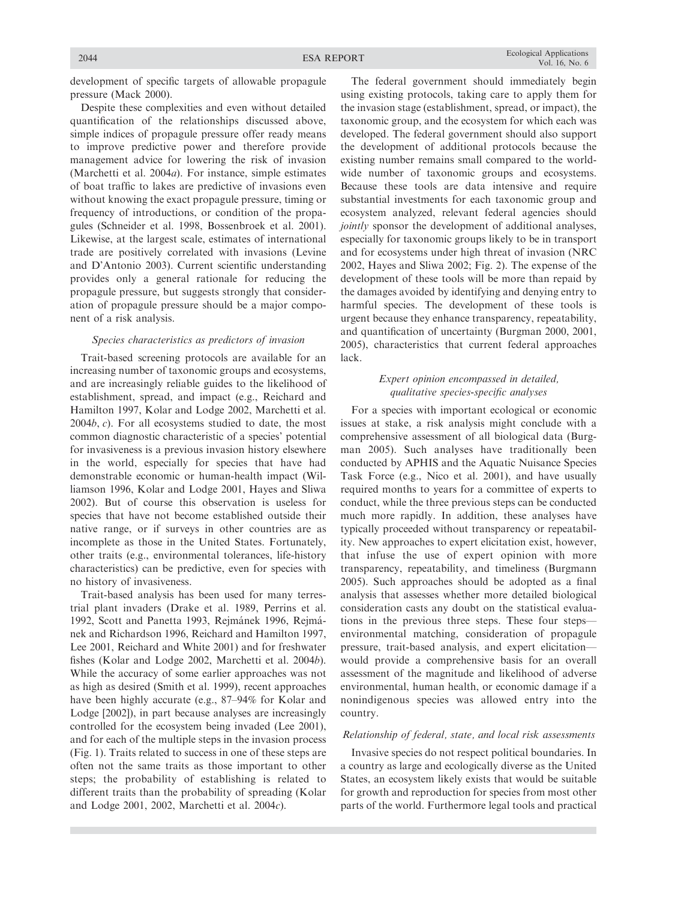development of specific targets of allowable propagule pressure (Mack 2000).

Despite these complexities and even without detailed quantification of the relationships discussed above, simple indices of propagule pressure offer ready means to improve predictive power and therefore provide management advice for lowering the risk of invasion (Marchetti et al. 2004*a*). For instance, simple estimates of boat traffic to lakes are predictive of invasions even without knowing the exact propagule pressure, timing or frequency of introductions, or condition of the propagules (Schneider et al. 1998, Bossenbroek et al. 2001). Likewise, at the largest scale, estimates of international trade are positively correlated with invasions (Levine and D'Antonio 2003). Current scientific understanding provides only a general rationale for reducing the propagule pressure, but suggests strongly that consideration of propagule pressure should be a major component of a risk analysis.

### *Species characteristics as predictors of invasion*

Trait-based screening protocols are available for an increasing number of taxonomic groups and ecosystems, and are increasingly reliable guides to the likelihood of establishment, spread, and impact (e.g., Reichard and Hamilton 1997, Kolar and Lodge 2002, Marchetti et al. 2004*b*, *c*). For all ecosystems studied to date, the most common diagnostic characteristic of a species' potential for invasiveness is a previous invasion history elsewhere in the world, especially for species that have had demonstrable economic or human-health impact (Williamson 1996, Kolar and Lodge 2001, Hayes and Sliwa 2002). But of course this observation is useless for species that have not become established outside their native range, or if surveys in other countries are as incomplete as those in the United States. Fortunately, other traits (e.g., environmental tolerances, life-history characteristics) can be predictive, even for species with no history of invasiveness.

Trait-based analysis has been used for many terrestrial plant invaders (Drake et al. 1989, Perrins et al. 1992, Scott and Panetta 1993, Rejmánek 1996, Rejmánek and Richardson 1996, Reichard and Hamilton 1997, Lee 2001, Reichard and White 2001) and for freshwater fishes (Kolar and Lodge 2002, Marchetti et al. 2004*b*). While the accuracy of some earlier approaches was not as high as desired (Smith et al. 1999), recent approaches have been highly accurate (e.g., 87–94% for Kolar and Lodge [2002]), in part because analyses are increasingly controlled for the ecosystem being invaded (Lee 2001), and for each of the multiple steps in the invasion process (Fig. 1). Traits related to success in one of these steps are often not the same traits as those important to other steps; the probability of establishing is related to different traits than the probability of spreading (Kolar and Lodge 2001, 2002, Marchetti et al. 2004*c*).

The federal government should immediately begin using existing protocols, taking care to apply them for the invasion stage (establishment, spread, or impact), the taxonomic group, and the ecosystem for which each was developed. The federal government should also support the development of additional protocols because the existing number remains small compared to the worldwide number of taxonomic groups and ecosystems. Because these tools are data intensive and require substantial investments for each taxonomic group and ecosystem analyzed, relevant federal agencies should *jointly* sponsor the development of additional analyses, especially for taxonomic groups likely to be in transport and for ecosystems under high threat of invasion (NRC 2002, Hayes and Sliwa 2002; Fig. 2). The expense of the development of these tools will be more than repaid by the damages avoided by identifying and denying entry to harmful species. The development of these tools is urgent because they enhance transparency, repeatability, and quantification of uncertainty (Burgman 2000, 2001, 2005), characteristics that current federal approaches lack.

### *Expert opinion encompassed in detailed, qualitative species-specific analyses*

For a species with important ecological or economic issues at stake, a risk analysis might conclude with a comprehensive assessment of all biological data (Burgman 2005). Such analyses have traditionally been conducted by APHIS and the Aquatic Nuisance Species Task Force (e.g., Nico et al. 2001), and have usually required months to years for a committee of experts to conduct, while the three previous steps can be conducted much more rapidly. In addition, these analyses have typically proceeded without transparency or repeatability. New approaches to expert elicitation exist, however, that infuse the use of expert opinion with more transparency, repeatability, and timeliness (Burgmann 2005). Such approaches should be adopted as a final analysis that assesses whether more detailed biological consideration casts any doubt on the statistical evaluations in the previous three steps. These four steps—environmental matching, consideration of propagule pressure, trait-based analysis, and expert elicitation—would provide a comprehensive basis for an overall assessment of the magnitude and likelihood of adverse environmental, human health, or economic damage if a nonindigenous species was allowed entry into the country.

### *Relationship of federal, state, and local risk assessments*

Invasive species do not respect political boundaries. In a country as large and ecologically diverse as the United States, an ecosystem likely exists that would be suitable for growth and reproduction for species from most other parts of the world. Furthermore legal tools and practical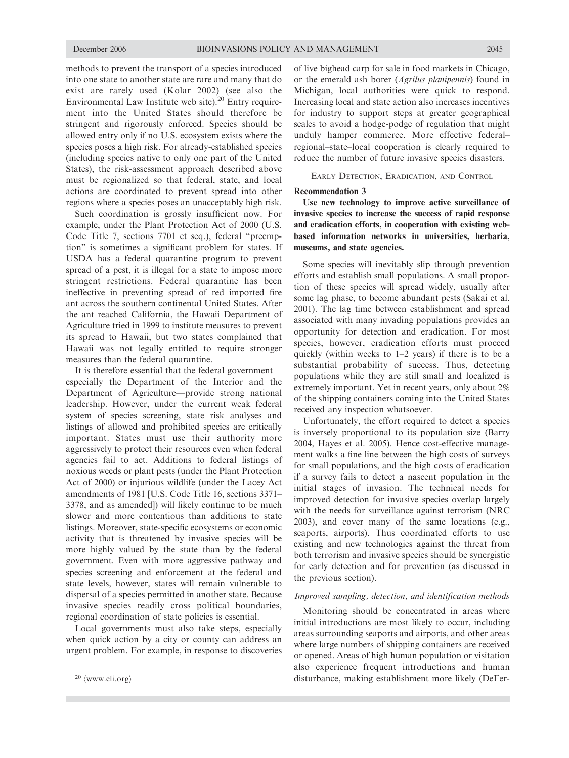methods to prevent the transport of a species introduced into one state to another state are rare and many that do exist are rarely used (Kolar 2002) (see also the Environmental Law Institute web site).[20] Entry requirement into the United States should therefore be stringent and rigorously enforced. Species should be allowed entry only if no U.S. ecosystem exists where the species poses a high risk. For already-established species (including species native to only one part of the United States), the risk-assessment approach described above must be regionalized so that federal, state, and local actions are coordinated to prevent spread into other regions where a species poses an unacceptably high risk.

Such coordination is grossly insufficient now. For example, under the Plant Protection Act of 2000 (U.S. Code Title 7, sections 7701 et seq.), federal "preemption" is sometimes a significant problem for states. If USDA has a federal quarantine program to prevent spread of a pest, it is illegal for a state to impose more stringent restrictions. Federal quarantine has been ineffective in preventing spread of red imported fire ant across the southern continental United States. After the ant reached California, the Hawaii Department of Agriculture tried in 1999 to institute measures to prevent its spread to Hawaii, but two states complained that Hawaii was not legally entitled to require stronger measures than the federal quarantine.

It is therefore essential that the federal government—especially the Department of the Interior and the Department of Agriculture—provide strong national leadership. However, under the current weak federal system of species screening, state risk analyses and listings of allowed and prohibited species are critically important. States must use their authority more aggressively to protect their resources even when federal agencies fail to act. Additions to federal listings of noxious weeds or plant pests (under the Plant Protection Act of 2000) or injurious wildlife (under the Lacey Act amendments of 1981 [U.S. Code Title 16, sections 3371–3378, and as amended]) will likely continue to be much slower and more contentious than additions to state listings. Moreover, state-specific ecosystems or economic activity that is threatened by invasive species will be more highly valued by the state than by the federal government. Even with more aggressive pathway and species screening and enforcement at the federal and state levels, however, states will remain vulnerable to dispersal of a species permitted in another state. Because invasive species readily cross political boundaries, regional coordination of state policies is essential.

Local governments must also take steps, especially when quick action by a city or county can address an urgent problem. For example, in response to discoveries of live bighead carp for sale in food markets in Chicago, or the emerald ash borer (*Agrilus planipennis*) found in Michigan, local authorities were quick to respond. Increasing local and state action also increases incentives for industry to support steps at greater geographical scales to avoid a hodge-podge of regulation that might unduly hamper commerce. More effective federal–regional–state–local cooperation is clearly required to reduce the number of future invasive species disasters.

## Early Detection, Eradication, and Control

### Recommendation 3

**Use new technology to improve active surveillance of invasive species to increase the success of rapid response and eradication efforts, in cooperation with existing web-based information networks in universities, herbaria, museums, and state agencies.**

Some species will inevitably slip through prevention efforts and establish small populations. A small proportion of these species will spread widely, usually after some lag phase, to become abundant pests (Sakai et al. 2001). The lag time between establishment and spread associated with many invading populations provides an opportunity for detection and eradication. For most species, however, eradication efforts must proceed quickly (within weeks to 1–2 years) if there is to be a substantial probability of success. Thus, detecting populations while they are still small and localized is extremely important. Yet in recent years, only about 2% of the shipping containers coming into the United States received any inspection whatsoever.

Unfortunately, the effort required to detect a species is inversely proportional to its population size (Barry 2004, Hayes et al. 2005). Hence cost-effective management walks a fine line between the high costs of surveys for small populations, and the high costs of eradication if a survey fails to detect a nascent population in the initial stages of invasion. The technical needs for improved detection for invasive species overlap largely with the needs for surveillance against terrorism (NRC 2003), and cover many of the same locations (e.g., seaports, airports). Thus coordinated efforts to use existing and new technologies against the threat from both terrorism and invasive species should be synergistic for early detection and for prevention (as discussed in the previous section).

#### *Improved sampling, detection, and identification methods*

Monitoring should be concentrated in areas where initial introductions are most likely to occur, including areas surrounding seaports and airports, and other areas where large numbers of shipping containers are received or opened. Areas of high human population or visitation also experience frequent introductions and human disturbance, making establishment more likely (DeFer-

[20] ⟨www.eli.org⟩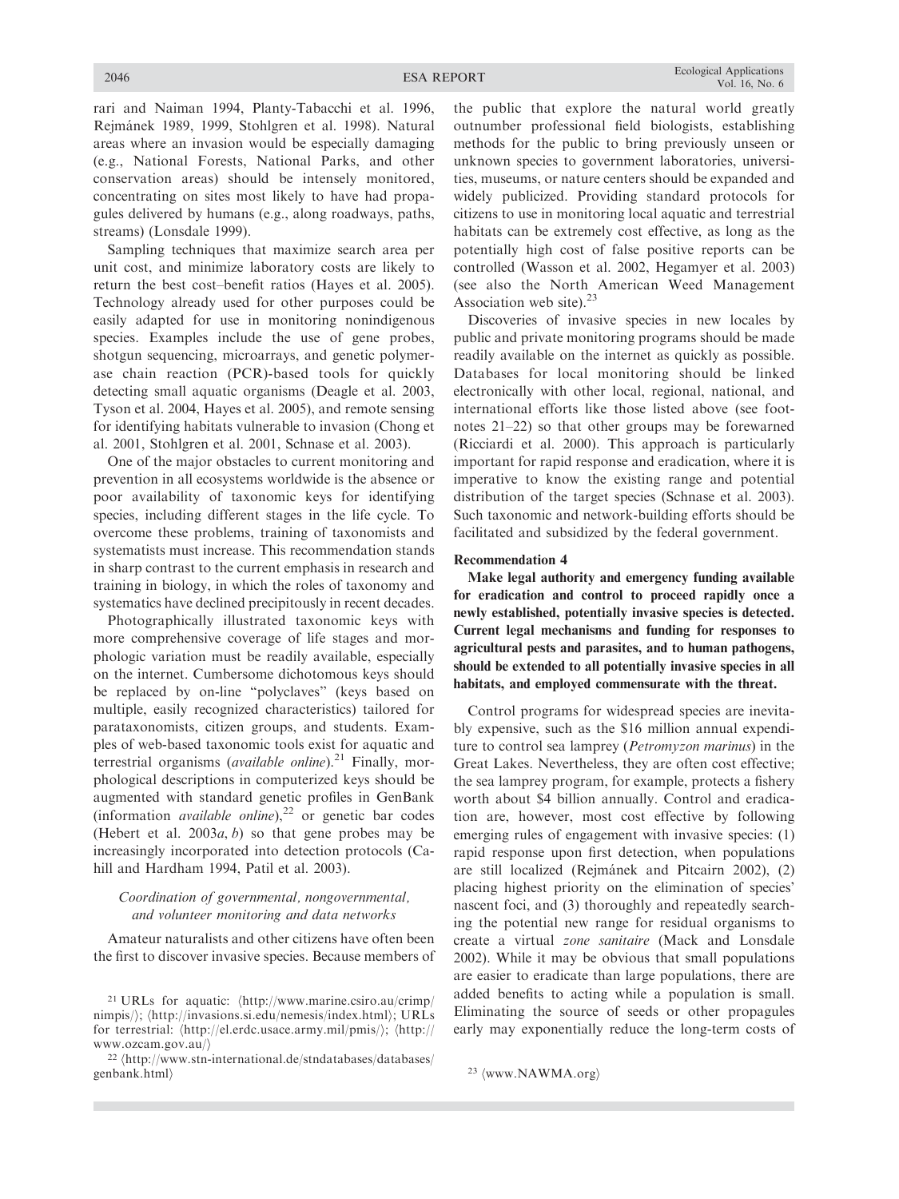rari and Naiman 1994, Planty-Tabacchi et al. 1996, Rejmánek 1989, 1999, Stohlgren et al. 1998). Natural areas where an invasion would be especially damaging (e.g., National Forests, National Parks, and other conservation areas) should be intensely monitored, concentrating on sites most likely to have had propagules delivered by humans (e.g., along roadways, paths, streams) (Lonsdale 1999).

Sampling techniques that maximize search area per unit cost, and minimize laboratory costs are likely to return the best cost–benefit ratios (Hayes et al. 2005). Technology already used for other purposes could be easily adapted for use in monitoring nonindigenous species. Examples include the use of gene probes, shotgun sequencing, microarrays, and genetic polymerase chain reaction (PCR)-based tools for quickly detecting small aquatic organisms (Deagle et al. 2003, Tyson et al. 2004, Hayes et al. 2005), and remote sensing for identifying habitats vulnerable to invasion (Chong et al. 2001, Stohlgren et al. 2001, Schnase et al. 2003).

One of the major obstacles to current monitoring and prevention in all ecosystems worldwide is the absence or poor availability of taxonomic keys for identifying species, including different stages in the life cycle. To overcome these problems, training of taxonomists and systematists must increase. This recommendation stands in sharp contrast to the current emphasis in research and training in biology, in which the roles of taxonomy and systematics have declined precipitously in recent decades.

Photographically illustrated taxonomic keys with more comprehensive coverage of life stages and morphologic variation must be readily available, especially on the internet. Cumbersome dichotomous keys should be replaced by on-line "polyclaves" (keys based on multiple, easily recognized characteristics) tailored for parataxonomists, citizen groups, and students. Examples of web-based taxonomic tools exist for aquatic and terrestrial organisms (*available online*).[21] Finally, morphological descriptions in computerized keys should be augmented with standard genetic profiles in GenBank (information *available online*),[22] or genetic bar codes (Hebert et al. 2003*a*, *b*) so that gene probes may be increasingly incorporated into detection protocols (Cahill and Hardham 1994, Patil et al. 2003).

### *Coordination of governmental, nongovernmental, and volunteer monitoring and data networks*

Amateur naturalists and other citizens have often been the first to discover invasive species. Because members of the public that explore the natural world greatly outnumber professional field biologists, establishing methods for the public to bring previously unseen or unknown species to government laboratories, universities, museums, or nature centers should be expanded and widely publicized. Providing standard protocols for citizens to use in monitoring local aquatic and terrestrial habitats can be extremely cost effective, as long as the potentially high cost of false positive reports can be controlled (Wasson et al. 2002, Hegamyer et al. 2003) (see also the North American Weed Management Association web site).[23]

Discoveries of invasive species in new locales by public and private monitoring programs should be made readily available on the internet as quickly as possible. Databases for local monitoring should be linked electronically with other local, regional, national, and international efforts like those listed above (see footnotes 21–22) so that other groups may be forewarned (Ricciardi et al. 2000). This approach is particularly important for rapid response and eradication, where it is imperative to know the existing range and potential distribution of the target species (Schnase et al. 2003). Such taxonomic and network-building efforts should be facilitated and subsidized by the federal government.

#### Recommendation 4

**Make legal authority and emergency funding available for eradication and control to proceed rapidly once a newly established, potentially invasive species is detected. Current legal mechanisms and funding for responses to agricultural pests and parasites, and to human pathogens, should be extended to all potentially invasive species in all habitats, and employed commensurate with the threat.**

Control programs for widespread species are inevitably expensive, such as the $16 million annual expenditure to control sea lamprey (*Petromyzon marinus*) in the Great Lakes. Nevertheless, they are often cost effective; the sea lamprey program, for example, protects a fishery worth about $4 billion annually. Control and eradication are, however, most cost effective by following emerging rules of engagement with invasive species: (1) rapid response upon first detection, when populations are still localized (Rejmánek and Pitcairn 2002), (2) placing highest priority on the elimination of species' nascent foci, and (3) thoroughly and repeatedly searching the potential new range for residual organisms to create a virtual *zone sanitaire* (Mack and Lonsdale 2002). While it may be obvious that small populations are easier to eradicate than large populations, there are added benefits to acting while a population is small. Eliminating the source of seeds or other propagules early may exponentially reduce the long-term costs of

---

[21] URLs for aquatic: ⟨http://www.marine.csiro.au/crimp/nimpis/⟩; ⟨http://invasions.si.edu/nemesis/index.html⟩; URLs for terrestrial: ⟨http://el.erdc.usace.army.mil/pmis/⟩; ⟨http://www.ozcam.gov.au/⟩

[22] ⟨http://www.stn-international.de/stndatabases/databases/genbank.html⟩

[23] ⟨www.NAWMA.org⟩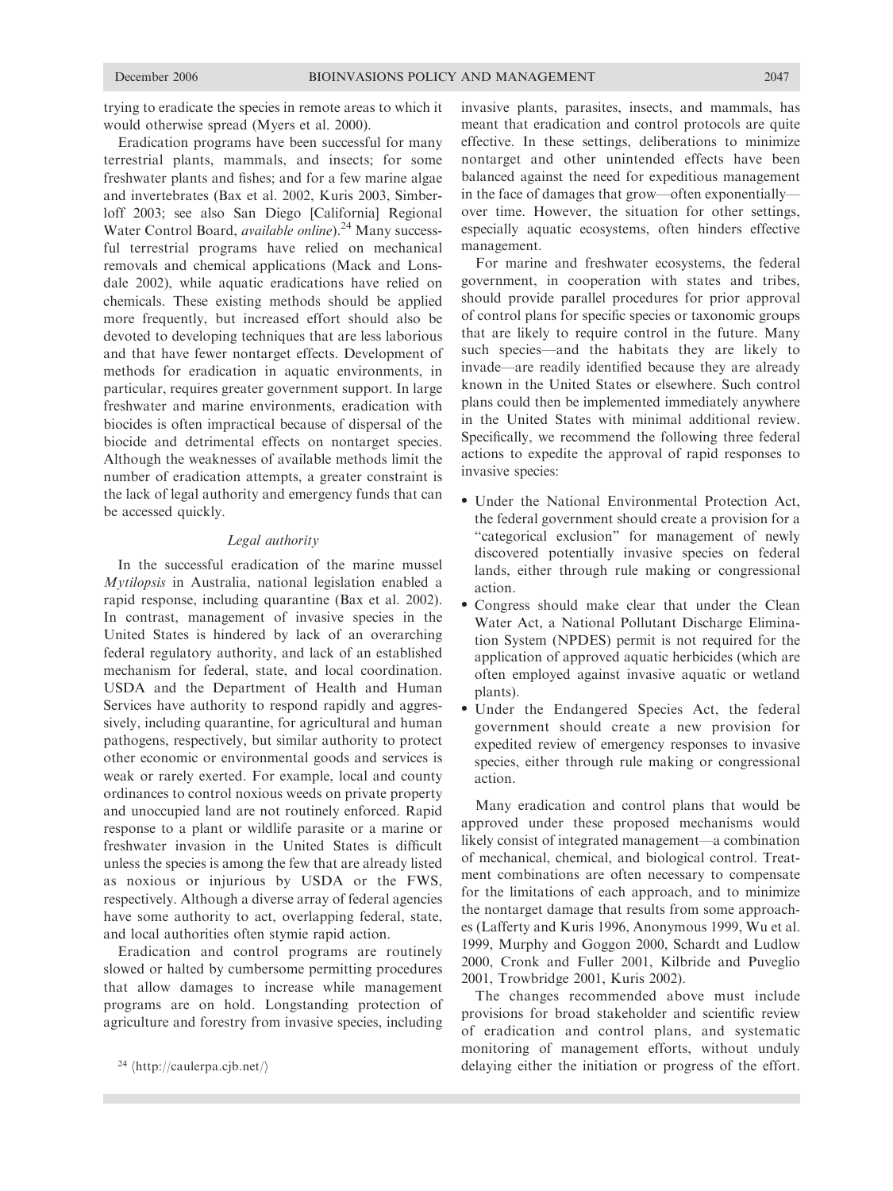trying to eradicate the species in remote areas to which it would otherwise spread (Myers et al. 2000).

Eradication programs have been successful for many terrestrial plants, mammals, and insects; for some freshwater plants and fishes; and for a few marine algae and invertebrates (Bax et al. 2002, Kuris 2003, Simberloff 2003; see also San Diego [California] Regional Water Control Board, *available online*).[24] Many successful terrestrial programs have relied on mechanical removals and chemical applications (Mack and Lonsdale 2002), while aquatic eradications have relied on chemicals. These existing methods should be applied more frequently, but increased effort should also be devoted to developing techniques that are less laborious and that have fewer nontarget effects. Development of methods for eradication in aquatic environments, in particular, requires greater government support. In large freshwater and marine environments, eradication with biocides is often impractical because of dispersal of the biocide and detrimental effects on nontarget species. Although the weaknesses of available methods limit the number of eradication attempts, a greater constraint is the lack of legal authority and emergency funds that can be accessed quickly.

### *Legal authority*

In the successful eradication of the marine mussel *Mytilopsis* in Australia, national legislation enabled a rapid response, including quarantine (Bax et al. 2002). In contrast, management of invasive species in the United States is hindered by lack of an overarching federal regulatory authority, and lack of an established mechanism for federal, state, and local coordination. USDA and the Department of Health and Human Services have authority to respond rapidly and aggressively, including quarantine, for agricultural and human pathogens, respectively, but similar authority to protect other economic or environmental goods and services is weak or rarely exerted. For example, local and county ordinances to control noxious weeds on private property and unoccupied land are not routinely enforced. Rapid response to a plant or wildlife parasite or a marine or freshwater invasion in the United States is difficult unless the species is among the few that are already listed as noxious or injurious by USDA or the FWS, respectively. Although a diverse array of federal agencies have some authority to act, overlapping federal, state, and local authorities often stymie rapid action.

Eradication and control programs are routinely slowed or halted by cumbersome permitting procedures that allow damages to increase while management programs are on hold. Longstanding protection of agriculture and forestry from invasive species, including invasive plants, parasites, insects, and mammals, has meant that eradication and control protocols are quite effective. In these settings, deliberations to minimize nontarget and other unintended effects have been balanced against the need for expeditious management in the face of damages that grow—often exponentially—over time. However, the situation for other settings, especially aquatic ecosystems, often hinders effective management.

For marine and freshwater ecosystems, the federal government, in cooperation with states and tribes, should provide parallel procedures for prior approval of control plans for specific species or taxonomic groups that are likely to require control in the future. Many such species—and the habitats they are likely to invade—are readily identified because they are already known in the United States or elsewhere. Such control plans could then be implemented immediately anywhere in the United States with minimal additional review. Specifically, we recommend the following three federal actions to expedite the approval of rapid responses to invasive species:

- Under the National Environmental Protection Act, the federal government should create a provision for a "categorical exclusion" for management of newly discovered potentially invasive species on federal lands, either through rule making or congressional action.
- Congress should make clear that under the Clean Water Act, a National Pollutant Discharge Elimination System (NPDES) permit is not required for the application of approved aquatic herbicides (which are often employed against invasive aquatic or wetland plants).
- Under the Endangered Species Act, the federal government should create a new provision for expedited review of emergency responses to invasive species, either through rule making or congressional action.

Many eradication and control plans that would be approved under these proposed mechanisms would likely consist of integrated management—a combination of mechanical, chemical, and biological control. Treatment combinations are often necessary to compensate for the limitations of each approach, and to minimize the nontarget damage that results from some approaches (Lafferty and Kuris 1996, Anonymous 1999, Wu et al. 1999, Murphy and Goggon 2000, Schardt and Ludlow 2000, Cronk and Fuller 2001, Kilbride and Puveglio 2001, Trowbridge 2001, Kuris 2002).

The changes recommended above must include provisions for broad stakeholder and scientific review of eradication and control plans, and systematic monitoring of management efforts, without unduly delaying either the initiation or progress of the effort.

[24] ⟨http://caulerpa.cjb.net/⟩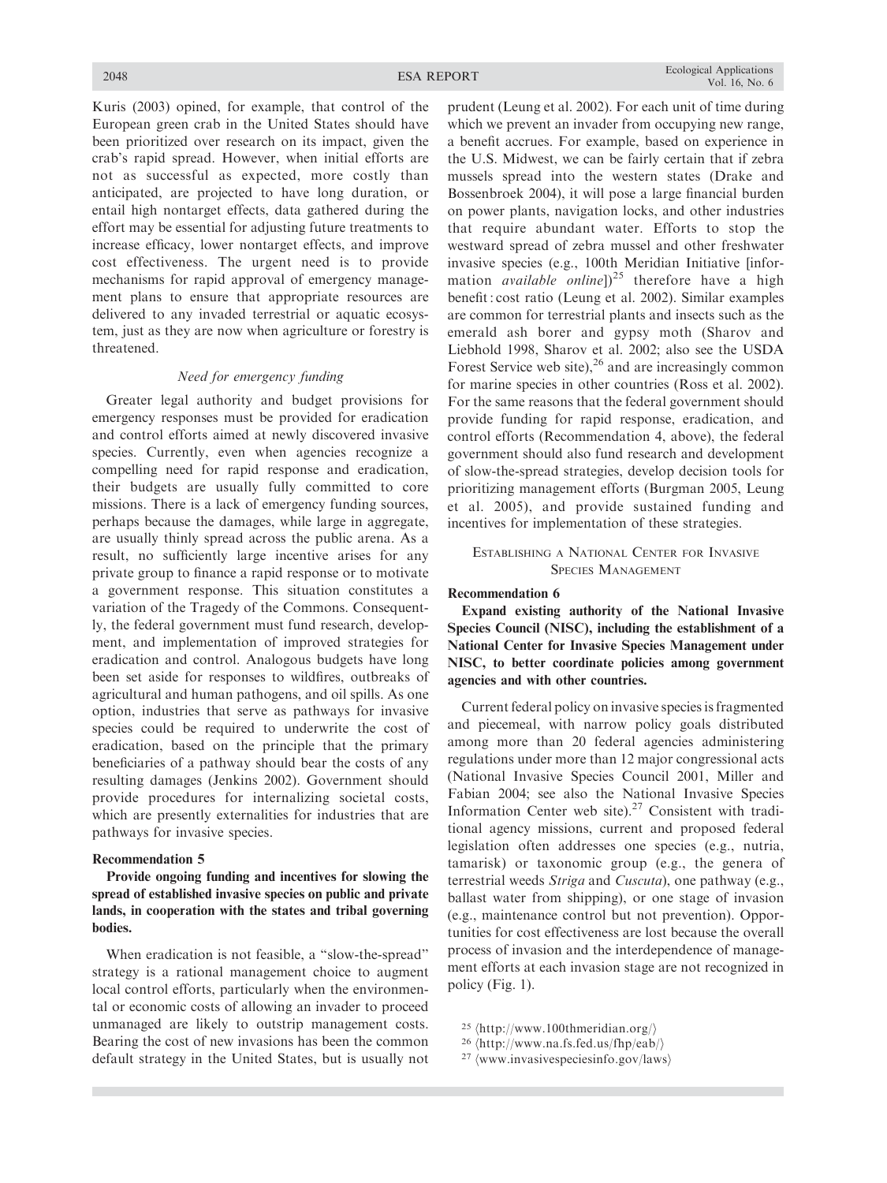Kuris (2003) opined, for example, that control of the European green crab in the United States should have been prioritized over research on its impact, given the crab's rapid spread. However, when initial efforts are not as successful as expected, more costly than anticipated, are projected to have long duration, or entail high nontarget effects, data gathered during the effort may be essential for adjusting future treatments to increase efficacy, lower nontarget effects, and improve cost effectiveness. The urgent need is to provide mechanisms for rapid approval of emergency management plans to ensure that appropriate resources are delivered to any invaded terrestrial or aquatic ecosystem, just as they are now when agriculture or forestry is threatened.

### *Need for emergency funding*

Greater legal authority and budget provisions for emergency responses must be provided for eradication and control efforts aimed at newly discovered invasive species. Currently, even when agencies recognize a compelling need for rapid response and eradication, their budgets are usually fully committed to core missions. There is a lack of emergency funding sources, perhaps because the damages, while large in aggregate, are usually thinly spread across the public arena. As a result, no sufficiently large incentive arises for any private group to finance a rapid response or to motivate a government response. This situation constitutes a variation of the Tragedy of the Commons. Consequently, the federal government must fund research, development, and implementation of improved strategies for eradication and control. Analogous budgets have long been set aside for responses to wildfires, outbreaks of agricultural and human pathogens, and oil spills. As one option, industries that serve as pathways for invasive species could be required to underwrite the cost of eradication, based on the principle that the primary beneficiaries of a pathway should bear the costs of any resulting damages (Jenkins 2002). Government should provide procedures for internalizing societal costs, which are presently externalities for industries that are pathways for invasive species.

#### Recommendation 5

**Provide ongoing funding and incentives for slowing the spread of established invasive species on public and private lands, in cooperation with the states and tribal governing bodies.**

When eradication is not feasible, a "slow-the-spread" strategy is a rational management choice to augment local control efforts, particularly when the environmental or economic costs of allowing an invader to proceed unmanaged are likely to outstrip management costs. Bearing the cost of new invasions has been the common default strategy in the United States, but is usually not prudent (Leung et al. 2002). For each unit of time during which we prevent an invader from occupying new range, a benefit accrues. For example, based on experience in the U.S. Midwest, we can be fairly certain that if zebra mussels spread into the western states (Drake and Bossenbroek 2004), it will pose a large financial burden on power plants, navigation locks, and other industries that require abundant water. Efforts to stop the westward spread of zebra mussel and other freshwater invasive species (e.g., 100th Meridian Initiative [information *available online*])[25] therefore have a high benefit : cost ratio (Leung et al. 2002). Similar examples are common for terrestrial plants and insects such as the emerald ash borer and gypsy moth (Sharov and Liebhold 1998, Sharov et al. 2002; also see the USDA Forest Service web site),[26] and are increasingly common for marine species in other countries (Ross et al. 2002). For the same reasons that the federal government should provide funding for rapid response, eradication, and control efforts (Recommendation 4, above), the federal government should also fund research and development of slow-the-spread strategies, develop decision tools for prioritizing management efforts (Burgman 2005, Leung et al. 2005), and provide sustained funding and incentives for implementation of these strategies.

## Establishing a National Center for Invasive Species Management

#### Recommendation 6

**Expand existing authority of the National Invasive Species Council (NISC), including the establishment of a National Center for Invasive Species Management under NISC, to better coordinate policies among government agencies and with other countries.**

Current federal policy on invasive species is fragmented and piecemeal, with narrow policy goals distributed among more than 20 federal agencies administering regulations under more than 12 major congressional acts (National Invasive Species Council 2001, Miller and Fabian 2004; see also the National Invasive Species Information Center web site).[27] Consistent with traditional agency missions, current and proposed federal legislation often addresses one species (e.g., nutria, tamarisk) or taxonomic group (e.g., the genera of terrestrial weeds *Striga* and *Cuscuta*), one pathway (e.g., ballast water from shipping), or one stage of invasion (e.g., maintenance control but not prevention). Opportunities for cost effectiveness are lost because the overall process of invasion and the interdependence of management efforts at each invasion stage are not recognized in policy (Fig. 1).

[25] ⟨http://www.100thmeridian.org/⟩

[26] ⟨http://www.na.fs.fed.us/fhp/eab/⟩

[27] ⟨www.invasivespeciesinfo.gov/laws⟩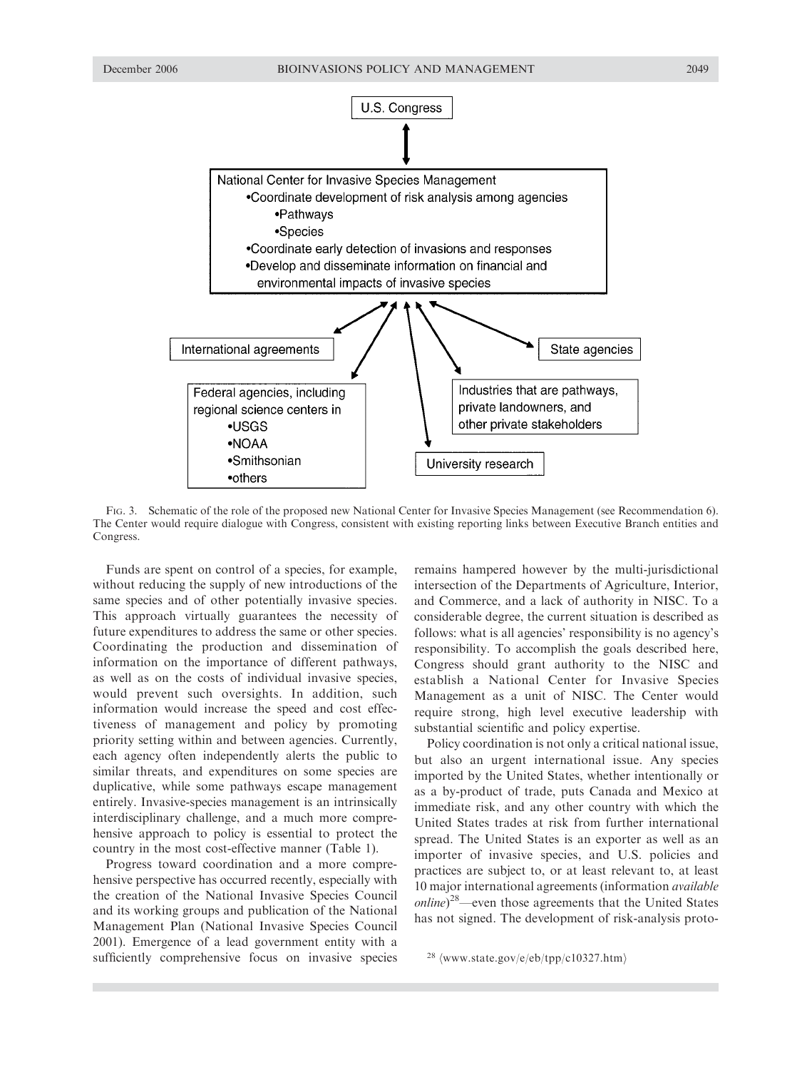U.S. Congress

National Center for Invasive Species Management
- Coordinate development of risk analysis among agencies
  - Pathways
  - Species
- Coordinate early detection of invasions and responses
- Develop and disseminate information on financial and environmental impacts of invasive species

International agreements

State agencies

Federal agencies, including regional science centers in
- USGS
- NOAA
- Smithsonian
- others

Industries that are pathways, private landowners, and other private stakeholders

University research

FIG. 3. Schematic of the role of the proposed new National Center for Invasive Species Management (see Recommendation 6). The Center would require dialogue with Congress, consistent with existing reporting links between Executive Branch entities and Congress.

Funds are spent on control of a species, for example, without reducing the supply of new introductions of the same species and of other potentially invasive species. This approach virtually guarantees the necessity of future expenditures to address the same or other species. Coordinating the production and dissemination of information on the importance of different pathways, as well as on the costs of individual invasive species, would prevent such oversights. In addition, such information would increase the speed and cost effectiveness of management and policy by promoting priority setting within and between agencies. Currently, each agency often independently alerts the public to similar threats, and expenditures on some species are duplicative, while some pathways escape management entirely. Invasive-species management is an intrinsically interdisciplinary challenge, and a much more comprehensive approach to policy is essential to protect the country in the most cost-effective manner (Table 1).

Progress toward coordination and a more comprehensive perspective has occurred recently, especially with the creation of the National Invasive Species Council and its working groups and publication of the National Management Plan (National Invasive Species Council 2001). Emergence of a lead government entity with a sufficiently comprehensive focus on invasive species remains hampered however by the multi-jurisdictional intersection of the Departments of Agriculture, Interior, and Commerce, and a lack of authority in NISC. To a considerable degree, the current situation is described as follows: what is all agencies' responsibility is no agency's responsibility. To accomplish the goals described here, Congress should grant authority to the NISC and establish a National Center for Invasive Species Management as a unit of NISC. The Center would require strong, high level executive leadership with substantial scientific and policy expertise.

Policy coordination is not only a critical national issue, but also an urgent international issue. Any species imported by the United States, whether intentionally or as a by-product of trade, puts Canada and Mexico at immediate risk, and any other country with which the United States trades at risk from further international spread. The United States is an exporter as well as an importer of invasive species, and U.S. policies and practices are subject to, or at least relevant to, at least 10 major international agreements (information *available online*)[28]—even those agreements that the United States has not signed. The development of risk-analysis proto-

[28] ⟨www.state.gov/e/eb/tpp/c10327.htm⟩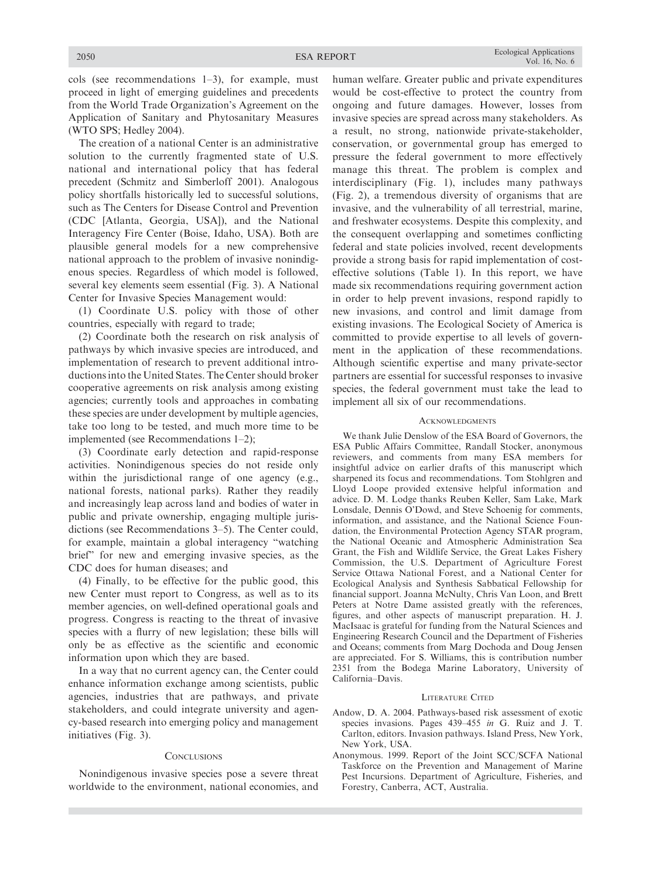cols (see recommendations 1–3), for example, must proceed in light of emerging guidelines and precedents from the World Trade Organization's Agreement on the Application of Sanitary and Phytosanitary Measures (WTO SPS; Hedley 2004).

The creation of a national Center is an administrative solution to the currently fragmented state of U.S. national and international policy that has federal precedent (Schmitz and Simberloff 2001). Analogous policy shortfalls historically led to successful solutions, such as The Centers for Disease Control and Prevention (CDC [Atlanta, Georgia, USA]), and the National Interagency Fire Center (Boise, Idaho, USA). Both are plausible general models for a new comprehensive national approach to the problem of invasive nonindigenous species. Regardless of which model is followed, several key elements seem essential (Fig. 3). A National Center for Invasive Species Management would:

(1) Coordinate U.S. policy with those of other countries, especially with regard to trade;

(2) Coordinate both the research on risk analysis of pathways by which invasive species are introduced, and implementation of research to prevent additional introductions into the United States. The Center should broker cooperative agreements on risk analysis among existing agencies; currently tools and approaches in combating these species are under development by multiple agencies, take too long to be tested, and much more time to be implemented (see Recommendations 1–2);

(3) Coordinate early detection and rapid-response activities. Nonindigenous species do not reside only within the jurisdictional range of one agency (e.g., national forests, national parks). Rather they readily and increasingly leap across land and bodies of water in public and private ownership, engaging multiple jurisdictions (see Recommendations 3–5). The Center could, for example, maintain a global interagency "watching brief" for new and emerging invasive species, as the CDC does for human diseases; and

(4) Finally, to be effective for the public good, this new Center must report to Congress, as well as to its member agencies, on well-defined operational goals and progress. Congress is reacting to the threat of invasive species with a flurry of new legislation; these bills will only be as effective as the scientific and economic information upon which they are based.

In a way that no current agency can, the Center could enhance information exchange among scientists, public agencies, industries that are pathways, and private stakeholders, and could integrate university and agency-based research into emerging policy and management initiatives (Fig. 3).

## Conclusions

Nonindigenous invasive species pose a severe threat worldwide to the environment, national economies, and human welfare. Greater public and private expenditures would be cost-effective to protect the country from ongoing and future damages. However, losses from invasive species are spread across many stakeholders. As a result, no strong, nationwide private-stakeholder, conservation, or governmental group has emerged to pressure the federal government to more effectively manage this threat. The problem is complex and interdisciplinary (Fig. 1), includes many pathways (Fig. 2), a tremendous diversity of organisms that are invasive, and the vulnerability of all terrestrial, marine, and freshwater ecosystems. Despite this complexity, and the consequent overlapping and sometimes conflicting federal and state policies involved, recent developments provide a strong basis for rapid implementation of cost-effective solutions (Table 1). In this report, we have made six recommendations requiring government action in order to help prevent invasions, respond rapidly to new invasions, and control and limit damage from existing invasions. The Ecological Society of America is committed to provide expertise to all levels of government in the application of these recommendations. Although scientific expertise and many private-sector partners are essential for successful responses to invasive species, the federal government must take the lead to implement all six of our recommendations.

## Acknowledgments

We thank Julie Denslow of the ESA Board of Governors, the ESA Public Affairs Committee, Randall Stocker, anonymous reviewers, and comments from many ESA members for insightful advice on earlier drafts of this manuscript which sharpened its focus and recommendations. Tom Stohlgren and Lloyd Loope provided extensive helpful information and advice. D. M. Lodge thanks Reuben Keller, Sam Lake, Mark Lonsdale, Dennis O'Dowd, and Steve Schoenig for comments, information, and assistance, and the National Science Foundation, the Environmental Protection Agency STAR program, the National Oceanic and Atmospheric Administration Sea Grant, the Fish and Wildlife Service, the Great Lakes Fishery Commission, the U.S. Department of Agriculture Forest Service Ottawa National Forest, and a National Center for Ecological Analysis and Synthesis Sabbatical Fellowship for financial support. Joanna McNulty, Chris Van Loon, and Brett Peters at Notre Dame assisted greatly with the references, figures, and other aspects of manuscript preparation. H. J. MacIsaac is grateful for funding from the Natural Sciences and Engineering Research Council and the Department of Fisheries and Oceans; comments from Marg Dochoda and Doug Jensen are appreciated. For S. Williams, this is contribution number 2351 from the Bodega Marine Laboratory, University of California–Davis.

## Literature Cited

Andow, D. A. 2004. Pathways-based risk assessment of exotic species invasions. Pages 439–455 *in* G. Ruiz and J. T. Carlton, editors. Invasion pathways. Island Press, New York, New York, USA.

Anonymous. 1999. Report of the Joint SCC/SCFA National Taskforce on the Prevention and Management of Marine Pest Incursions. Department of Agriculture, Fisheries, and Forestry, Canberra, ACT, Australia.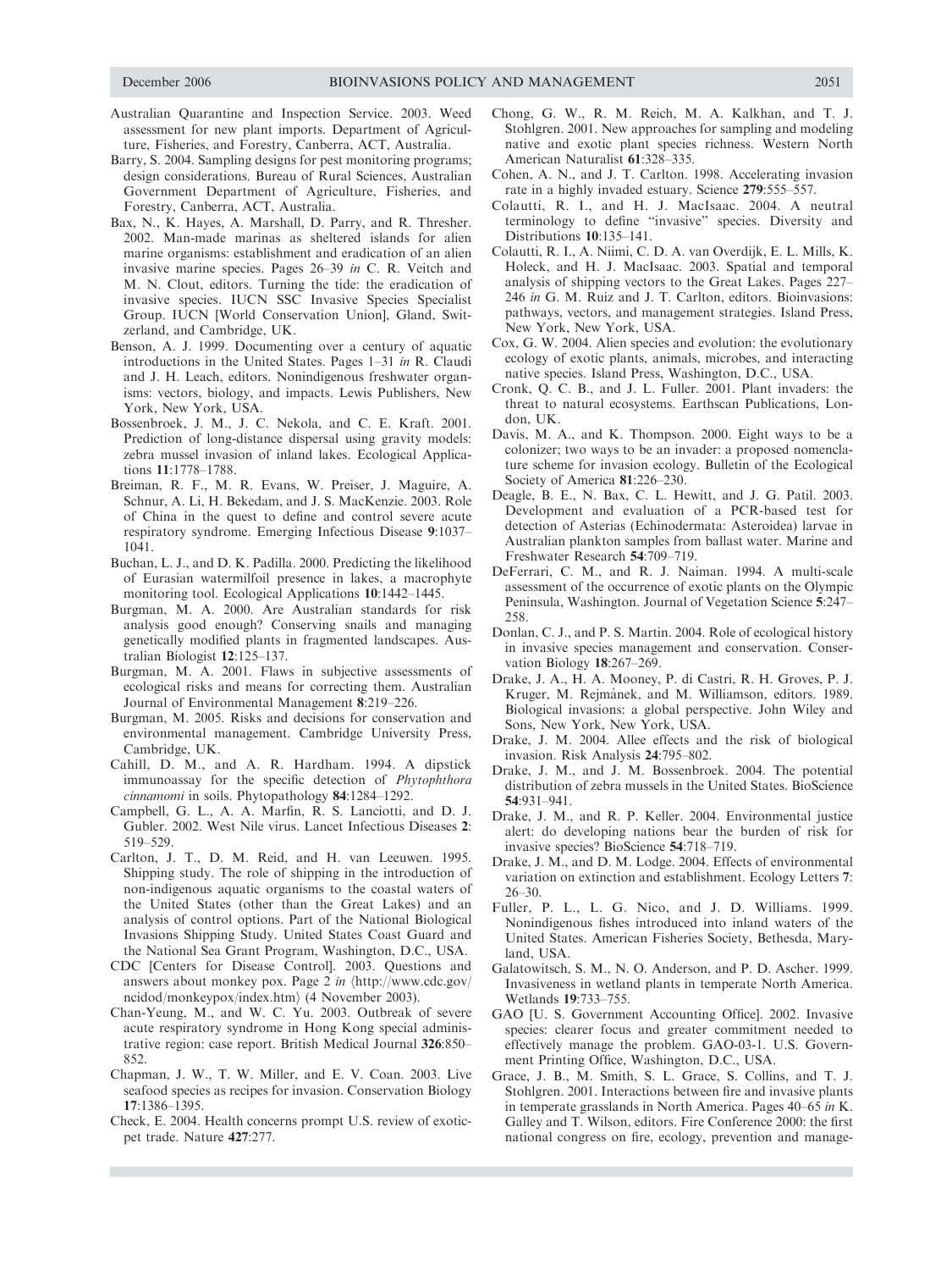Australian Quarantine and Inspection Service. 2003. Weed assessment for new plant imports. Department of Agriculture, Fisheries, and Forestry, Canberra, ACT, Australia.

Barry, S. 2004. Sampling designs for pest monitoring programs; design considerations. Bureau of Rural Sciences, Australian Government Department of Agriculture, Fisheries, and Forestry, Canberra, ACT, Australia.

Bax, N., K. Hayes, A. Marshall, D. Parry, and R. Thresher. 2002. Man-made marinas as sheltered islands for alien marine organisms: establishment and eradication of an alien invasive marine species. Pages 26–39 *in* C. R. Veitch and M. N. Clout, editors. Turning the tide: the eradication of invasive species. IUCN SSC Invasive Species Specialist Group. IUCN [World Conservation Union], Gland, Switzerland, and Cambridge, UK.

Benson, A. J. 1999. Documenting over a century of aquatic introductions in the United States. Pages 1–31 *in* R. Claudi and J. H. Leach, editors. Nonindigenous freshwater organisms: vectors, biology, and impacts. Lewis Publishers, New York, New York, USA.

Bossenbroek, J. M., J. C. Nekola, and C. E. Kraft. 2001. Prediction of long-distance dispersal using gravity models: zebra mussel invasion of inland lakes. Ecological Applications **11**:1778–1788.

Breiman, R. F., M. R. Evans, W. Preiser, J. Maguire, A. Schnur, A. Li, H. Bekedam, and J. S. MacKenzie. 2003. Role of China in the quest to define and control severe acute respiratory syndrome. Emerging Infectious Disease **9**:1037–1041.

Buchan, L. J., and D. K. Padilla. 2000. Predicting the likelihood of Eurasian watermilfoil presence in lakes, a macrophyte monitoring tool. Ecological Applications **10**:1442–1445.

Burgman, M. A. 2000. Are Australian standards for risk analysis good enough? Conserving snails and managing genetically modified plants in fragmented landscapes. Australian Biologist **12**:125–137.

Burgman, M. A. 2001. Flaws in subjective assessments of ecological risks and means for correcting them. Australian Journal of Environmental Management **8**:219–226.

Burgman, M. 2005. Risks and decisions for conservation and environmental management. Cambridge University Press, Cambridge, UK.

Cahill, D. M., and A. R. Hardham. 1994. A dipstick immunoassay for the specific detection of *Phytophthora cinnamomi* in soils. Phytopathology **84**:1284–1292.

Campbell, G. L., A. A. Marfin, R. S. Lanciotti, and D. J. Gubler. 2002. West Nile virus. Lancet Infectious Diseases **2**: 519–529.

Carlton, J. T., D. M. Reid, and H. van Leeuwen. 1995. Shipping study. The role of shipping in the introduction of non-indigenous aquatic organisms to the coastal waters of the United States (other than the Great Lakes) and an analysis of control options. Part of the National Biological Invasions Shipping Study. United States Coast Guard and the National Sea Grant Program, Washington, D.C., USA.

CDC [Centers for Disease Control]. 2003. Questions and answers about monkey pox. Page 2 *in* ⟨http://www.cdc.gov/ncidod/monkeypox/index.htm⟩ (4 November 2003).

Chan-Yeung, M., and W. C. Yu. 2003. Outbreak of severe acute respiratory syndrome in Hong Kong special administrative region: case report. British Medical Journal **326**:850–852.

Chapman, J. W., T. W. Miller, and E. V. Coan. 2003. Live seafood species as recipes for invasion. Conservation Biology **17**:1386–1395.

Check, E. 2004. Health concerns prompt U.S. review of exotic-pet trade. Nature **427**:277.

Chong, G. W., R. M. Reich, M. A. Kalkhan, and T. J. Stohlgren. 2001. New approaches for sampling and modeling native and exotic plant species richness. Western North American Naturalist **61**:328–335.

Cohen, A. N., and J. T. Carlton. 1998. Accelerating invasion rate in a highly invaded estuary. Science **279**:555–557.

Colautti, R. I., and H. J. MacIsaac. 2004. A neutral terminology to define "invasive" species. Diversity and Distributions **10**:135–141.

Colautti, R. I., A. Niimi, C. D. A. van Overdijk, E. L. Mills, K. Holeck, and H. J. MacIsaac. 2003. Spatial and temporal analysis of shipping vectors to the Great Lakes. Pages 227–246 *in* G. M. Ruiz and J. T. Carlton, editors. Bioinvasions: pathways, vectors, and management strategies. Island Press, New York, New York, USA.

Cox, G. W. 2004. Alien species and evolution: the evolutionary ecology of exotic plants, animals, microbes, and interacting native species. Island Press, Washington, D.C., USA.

Cronk, Q. C. B., and J. L. Fuller. 2001. Plant invaders: the threat to natural ecosystems. Earthscan Publications, London, UK.

Davis, M. A., and K. Thompson. 2000. Eight ways to be a colonizer; two ways to be an invader: a proposed nomenclature scheme for invasion ecology. Bulletin of the Ecological Society of America **81**:226–230.

Deagle, B. E., N. Bax, C. L. Hewitt, and J. G. Patil. 2003. Development and evaluation of a PCR-based test for detection of Asterias (Echinodermata: Asteroidea) larvae in Australian plankton samples from ballast water. Marine and Freshwater Research **54**:709–719.

DeFerrari, C. M., and R. J. Naiman. 1994. A multi-scale assessment of the occurrence of exotic plants on the Olympic Peninsula, Washington. Journal of Vegetation Science **5**:247–258.

Donlan, C. J., and P. S. Martin. 2004. Role of ecological history in invasive species management and conservation. Conservation Biology **18**:267–269.

Drake, J. A., H. A. Mooney, P. di Castri, R. H. Groves, P. J. Kruger, M. Rejmánek, and M. Williamson, editors. 1989. Biological invasions: a global perspective. John Wiley and Sons, New York, New York, USA.

Drake, J. M. 2004. Allee effects and the risk of biological invasion. Risk Analysis **24**:795–802.

Drake, J. M., and J. M. Bossenbroek. 2004. The potential distribution of zebra mussels in the United States. BioScience **54**:931–941.

Drake, J. M., and R. P. Keller. 2004. Environmental justice alert: do developing nations bear the burden of risk for invasive species? BioScience **54**:718–719.

Drake, J. M., and D. M. Lodge. 2004. Effects of environmental variation on extinction and establishment. Ecology Letters **7**: 26–30.

Fuller, P. L., L. G. Nico, and J. D. Williams. 1999. Nonindigenous fishes introduced into inland waters of the United States. American Fisheries Society, Bethesda, Maryland, USA.

Galatowitsch, S. M., N. O. Anderson, and P. D. Ascher. 1999. Invasiveness in wetland plants in temperate North America. Wetlands **19**:733–755.

GAO [U. S. Government Accounting Office]. 2002. Invasive species: clearer focus and greater commitment needed to effectively manage the problem. GAO-03-1. U.S. Government Printing Office, Washington, D.C., USA.

Grace, J. B., M. Smith, S. L. Grace, S. Collins, and T. J. Stohlgren. 2001. Interactions between fire and invasive plants in temperate grasslands in North America. Pages 40–65 *in* K. Galley and T. Wilson, editors. Fire Conference 2000: the first national congress on fire, ecology, prevention and manage-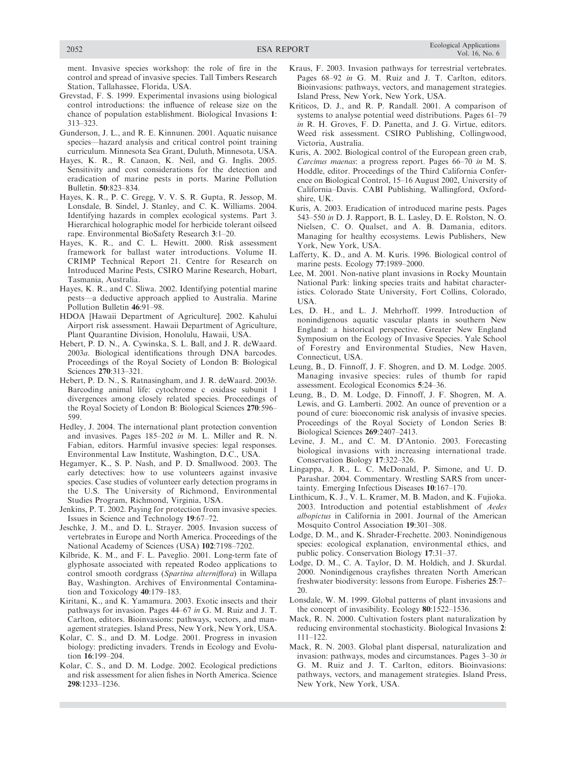ment. Invasive species workshop: the role of fire in the control and spread of invasive species. Tall Timbers Research Station, Tallahassee, Florida, USA.

Grevstad, F. S. 1999. Experimental invasions using biological control introductions: the influence of release size on the chance of population establishment. Biological Invasions **1**: 313–323.

Gunderson, J. L., and R. E. Kinnunen. 2001. Aquatic nuisance species—hazard analysis and critical control point training curriculum. Minnesota Sea Grant, Duluth, Minnesota, USA.

Hayes, K. R., R. Canaon, K. Neil, and G. Inglis. 2005. Sensitivity and cost considerations for the detection and eradication of marine pests in ports. Marine Pollution Bulletin. **50**:823–834.

Hayes, K. R., P. C. Gregg, V. V. S. R. Gupta, R. Jessop, M. Lonsdale, B. Sindel, J. Stanley, and C. K. Williams. 2004. Identifying hazards in complex ecological systems. Part 3. Hierarchical holographic model for herbicide tolerant oilseed rape. Environmental BioSafety Research **3**:1–20.

Hayes, K. R., and C. L. Hewitt. 2000. Risk assessment framework for ballast water introductions. Volume II. CRIMP Technical Report 21. Centre for Research on Introduced Marine Pests, CSIRO Marine Research, Hobart, Tasmania, Australia.

Hayes, K. R., and C. Sliwa. 2002. Identifying potential marine pests—a deductive approach applied to Australia. Marine Pollution Bulletin **46**:91–98.

HDOA [Hawaii Department of Agriculture]. 2002. Kahului Airport risk assessment. Hawaii Department of Agriculture, Plant Quarantine Division, Honolulu, Hawaii, USA.

Hebert, P. D. N., A. Cywinska, S. L. Ball, and J. R. deWaard. 2003*a*. Biological identifications through DNA barcodes. Proceedings of the Royal Society of London B: Biological Sciences **270**:313–321.

Hebert, P. D. N., S. Ratnasingham, and J. R. deWaard. 2003*b*. Barcoding animal life: cytochrome c oxidase subunit 1 divergences among closely related species. Proceedings of the Royal Society of London B: Biological Sciences **270**:596–599.

Hedley, J. 2004. The international plant protection convention and invasives. Pages 185–202 *in* M. L. Miller and R. N. Fabian, editors. Harmful invasive species: legal responses. Environmental Law Institute, Washington, D.C., USA.

Hegamyer, K., S. P. Nash, and P. D. Smallwood. 2003. The early detectives: how to use volunteers against invasive species. Case studies of volunteer early detection programs in the U.S. The University of Richmond, Environmental Studies Program, Richmond, Virginia, USA.

Jenkins, P. T. 2002. Paying for protection from invasive species. Issues in Science and Technology **19**:67–72.

Jeschke, J. M., and D. L. Strayer. 2005. Invasion success of vertebrates in Europe and North America. Proceedings of the National Academy of Sciences (USA) **102**:7198–7202.

Kilbride, K. M., and F. L. Paveglio. 2001. Long-term fate of glyphosate associated with repeated Rodeo applications to control smooth cordgrass (*Spartina alterniflora*) in Willapa Bay, Washington. Archives of Environmental Contamination and Toxicology **40**:179–183.

Kiritani, K., and K. Yamamura. 2003. Exotic insects and their pathways for invasion. Pages 44–67 *in* G. M. Ruiz and J. T. Carlton, editors. Bioinvasions: pathways, vectors, and management strategies. Island Press, New York, New York, USA.

Kolar, C. S., and D. M. Lodge. 2001. Progress in invasion biology: predicting invaders. Trends in Ecology and Evolution **16**:199–204.

Kolar, C. S., and D. M. Lodge. 2002. Ecological predictions and risk assessment for alien fishes in North America. Science **298**:1233–1236.

Kraus, F. 2003. Invasion pathways for terrestrial vertebrates. Pages 68–92 *in* G. M. Ruiz and J. T. Carlton, editors. Bioinvasions: pathways, vectors, and management strategies. Island Press, New York, New York, USA.

Kriticos, D. J., and R. P. Randall. 2001. A comparison of systems to analyse potential weed distributions. Pages 61–79 *in* R. H. Groves, F. D. Panetta, and J. G. Virtue, editors. Weed risk assessment. CSIRO Publishing, Collingwood, Victoria, Australia.

Kuris, A. 2002. Biological control of the European green crab, *Carcinus maenas*: a progress report. Pages 66–70 *in* M. S. Hoddle, editor. Proceedings of the Third California Conference on Biological Control, 15–16 August 2002, University of California–Davis. CABI Publishing, Wallingford, Oxfordshire, UK.

Kuris, A. 2003. Eradication of introduced marine pests. Pages 543–550 *in* D. J. Rapport, B. L. Lasley, D. E. Rolston, N. O. Nielsen, C. O. Qualset, and A. B. Damania, editors. Managing for healthy ecosystems. Lewis Publishers, New York, New York, USA.

Lafferty, K. D., and A. M. Kuris. 1996. Biological control of marine pests. Ecology **77**:1989–2000.

Lee, M. 2001. Non-native plant invasions in Rocky Mountain National Park: linking species traits and habitat characteristics. Colorado State University, Fort Collins, Colorado, USA.

Les, D. H., and L. J. Mehrhoff. 1999. Introduction of nonindigenous aquatic vascular plants in southern New England: a historical perspective. Greater New England Symposium on the Ecology of Invasive Species. Yale School of Forestry and Environmental Studies, New Haven, Connecticut, USA.

Leung, B., D. Finnoff, J. F. Shogren, and D. M. Lodge. 2005. Managing invasive species: rules of thumb for rapid assessment. Ecological Economics **5**:24–36.

Leung, B., D. M. Lodge, D. Finnoff, J. F. Shogren, M. A. Lewis, and G. Lamberti. 2002. An ounce of prevention or a pound of cure: bioeconomic risk analysis of invasive species. Proceedings of the Royal Society of London Series B: Biological Sciences **269**:2407–2413.

Levine, J. M., and C. M. D'Antonio. 2003. Forecasting biological invasions with increasing international trade. Conservation Biology **17**:322–326.

Lingappa, J. R., L. C. McDonald, P. Simone, and U. D. Parashar. 2004. Commentary. Wrestling SARS from uncertainty. Emerging Infectious Diseases **10**:167–170.

Linthicum, K. J., V. L. Kramer, M. B. Madon, and K. Fujioka. 2003. Introduction and potential establishment of *Aedes albopictus* in California in 2001. Journal of the American Mosquito Control Association **19**:301–308.

Lodge, D. M., and K. Shrader-Frechette. 2003. Nonindigenous species: ecological explanation, environmental ethics, and public policy. Conservation Biology **17**:31–37.

Lodge, D. M., C. A. Taylor, D. M. Holdich, and J. Skurdal. 2000. Nonindigenous crayfishes threaten North American freshwater biodiversity: lessons from Europe. Fisheries **25**:7–20.

Lonsdale, W. M. 1999. Global patterns of plant invasions and the concept of invasibility. Ecology **80**:1522–1536.

Mack, R. N. 2000. Cultivation fosters plant naturalization by reducing environmental stochasticity. Biological Invasions **2**: 111–122.

Mack, R. N. 2003. Global plant dispersal, naturalization and invasion: pathways, modes and circumstances. Pages 3–30 *in* G. M. Ruiz and J. T. Carlton, editors. Bioinvasions: pathways, vectors, and management strategies. Island Press, New York, New York, USA.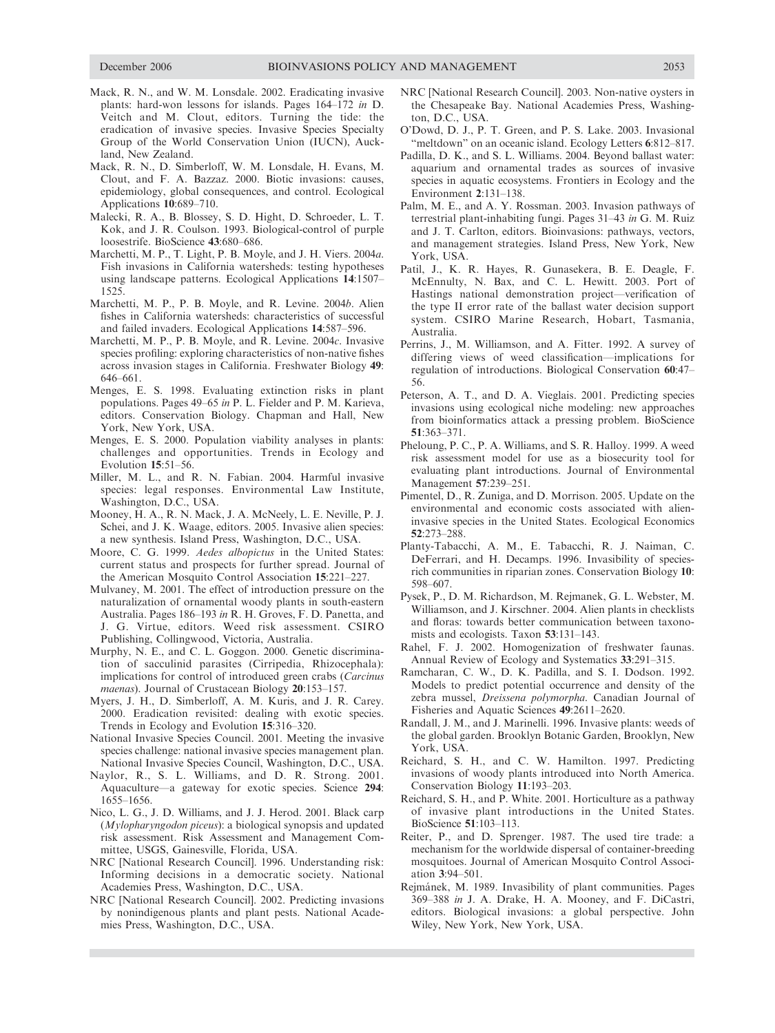Mack, R. N., and W. M. Lonsdale. 2002. Eradicating invasive plants: hard-won lessons for islands. Pages 164–172 *in* D. Veitch and M. Clout, editors. Turning the tide: the eradication of invasive species. Invasive Species Specialty Group of the World Conservation Union (IUCN), Auckland, New Zealand.

Mack, R. N., D. Simberloff, W. M. Lonsdale, H. Evans, M. Clout, and F. A. Bazzaz. 2000. Biotic invasions: causes, epidemiology, global consequences, and control. Ecological Applications **10**:689–710.

Malecki, R. A., B. Blossey, S. D. Hight, D. Schroeder, L. T. Kok, and J. R. Coulson. 1993. Biological-control of purple loosestrife. BioScience **43**:680–686.

Marchetti, M. P., T. Light, P. B. Moyle, and J. H. Viers. 2004*a*. Fish invasions in California watersheds: testing hypotheses using landscape patterns. Ecological Applications **14**:1507–1525.

Marchetti, M. P., P. B. Moyle, and R. Levine. 2004*b*. Alien fishes in California watersheds: characteristics of successful and failed invaders. Ecological Applications **14**:587–596.

Marchetti, M. P., P. B. Moyle, and R. Levine. 2004*c*. Invasive species profiling: exploring characteristics of non-native fishes across invasion stages in California. Freshwater Biology **49**: 646–661.

Menges, E. S. 1998. Evaluating extinction risks in plant populations. Pages 49–65 *in* P. L. Fielder and P. M. Karieva, editors. Conservation Biology. Chapman and Hall, New York, New York, USA.

Menges, E. S. 2000. Population viability analyses in plants: challenges and opportunities. Trends in Ecology and Evolution **15**:51–56.

Miller, M. L., and R. N. Fabian. 2004. Harmful invasive species: legal responses. Environmental Law Institute, Washington, D.C., USA.

Mooney, H. A., R. N. Mack, J. A. McNeely, L. E. Neville, P. J. Schei, and J. K. Waage, editors. 2005. Invasive alien species: a new synthesis. Island Press, Washington, D.C., USA.

Moore, C. G. 1999. *Aedes albopictus* in the United States: current status and prospects for further spread. Journal of the American Mosquito Control Association **15**:221–227.

Mulvaney, M. 2001. The effect of introduction pressure on the naturalization of ornamental woody plants in south-eastern Australia. Pages 186–193 *in* R. H. Groves, F. D. Panetta, and J. G. Virtue, editors. Weed risk assessment. CSIRO Publishing, Collingwood, Victoria, Australia.

Murphy, N. E., and C. L. Goggon. 2000. Genetic discrimination of sacculinid parasites (Cirripedia, Rhizocephala): implications for control of introduced green crabs (*Carcinus maenas*). Journal of Crustacean Biology **20**:153–157.

Myers, J. H., D. Simberloff, A. M. Kuris, and J. R. Carey. 2000. Eradication revisited: dealing with exotic species. Trends in Ecology and Evolution **15**:316–320.

National Invasive Species Council. 2001. Meeting the invasive species challenge: national invasive species management plan. National Invasive Species Council, Washington, D.C., USA.

Naylor, R., S. L. Williams, and D. R. Strong. 2001. Aquaculture—a gateway for exotic species. Science **294**: 1655–1656.

Nico, L. G., J. D. Williams, and J. J. Herod. 2001. Black carp (*Mylopharyngodon piceus*): a biological synopsis and updated risk assessment. Risk Assessment and Management Committee, USGS, Gainesville, Florida, USA.

NRC [National Research Council]. 1996. Understanding risk: Informing decisions in a democratic society. National Academies Press, Washington, D.C., USA.

NRC [National Research Council]. 2002. Predicting invasions by nonindigenous plants and plant pests. National Academies Press, Washington, D.C., USA.

NRC [National Research Council]. 2003. Non-native oysters in the Chesapeake Bay. National Academies Press, Washington, D.C., USA.

O'Dowd, D. J., P. T. Green, and P. S. Lake. 2003. Invasional "meltdown" on an oceanic island. Ecology Letters **6**:812–817.

Padilla, D. K., and S. L. Williams. 2004. Beyond ballast water: aquarium and ornamental trades as sources of invasive species in aquatic ecosystems. Frontiers in Ecology and the Environment **2**:131–138.

Palm, M. E., and A. Y. Rossman. 2003. Invasion pathways of terrestrial plant-inhabiting fungi. Pages 31–43 *in* G. M. Ruiz and J. T. Carlton, editors. Bioinvasions: pathways, vectors, and management strategies. Island Press, New York, New York, USA.

Patil, J., K. R. Hayes, R. Gunasekera, B. E. Deagle, F. McEnnulty, N. Bax, and C. L. Hewitt. 2003. Port of Hastings national demonstration project—verification of the type II error rate of the ballast water decision support system. CSIRO Marine Research, Hobart, Tasmania, Australia.

Perrins, J., M. Williamson, and A. Fitter. 1992. A survey of differing views of weed classification—implications for regulation of introductions. Biological Conservation **60**:47–56.

Peterson, A. T., and D. A. Vieglais. 2001. Predicting species invasions using ecological niche modeling: new approaches from bioinformatics attack a pressing problem. BioScience **51**:363–371.

Pheloung, P. C., P. A. Williams, and S. R. Halloy. 1999. A weed risk assessment model for use as a biosecurity tool for evaluating plant introductions. Journal of Environmental Management **57**:239–251.

Pimentel, D., R. Zuniga, and D. Morrison. 2005. Update on the environmental and economic costs associated with alien-invasive species in the United States. Ecological Economics **52**:273–288.

Planty-Tabacchi, A. M., E. Tabacchi, R. J. Naiman, C. DeFerrari, and H. Decamps. 1996. Invasibility of species-rich communities in riparian zones. Conservation Biology **10**: 598–607.

Pysek, P., D. M. Richardson, M. Rejmanek, G. L. Webster, M. Williamson, and J. Kirschner. 2004. Alien plants in checklists and floras: towards better communication between taxonomists and ecologists. Taxon **53**:131–143.

Rahel, F. J. 2002. Homogenization of freshwater faunas. Annual Review of Ecology and Systematics **33**:291–315.

Ramcharan, C. W., D. K. Padilla, and S. I. Dodson. 1992. Models to predict potential occurrence and density of the zebra mussel, *Dreissena polymorpha*. Canadian Journal of Fisheries and Aquatic Sciences **49**:2611–2620.

Randall, J. M., and J. Marinelli. 1996. Invasive plants: weeds of the global garden. Brooklyn Botanic Garden, Brooklyn, New York, USA.

Reichard, S. H., and C. W. Hamilton. 1997. Predicting invasions of woody plants introduced into North America. Conservation Biology **11**:193–203.

Reichard, S. H., and P. White. 2001. Horticulture as a pathway of invasive plant introductions in the United States. BioScience **51**:103–113.

Reiter, P., and D. Sprenger. 1987. The used tire trade: a mechanism for the worldwide dispersal of container-breeding mosquitoes. Journal of American Mosquito Control Association **3**:94–501.

Rejmánek, M. 1989. Invasibility of plant communities. Pages 369–388 *in* J. A. Drake, H. A. Mooney, and F. DiCastri, editors. Biological invasions: a global perspective. John Wiley, New York, New York, USA.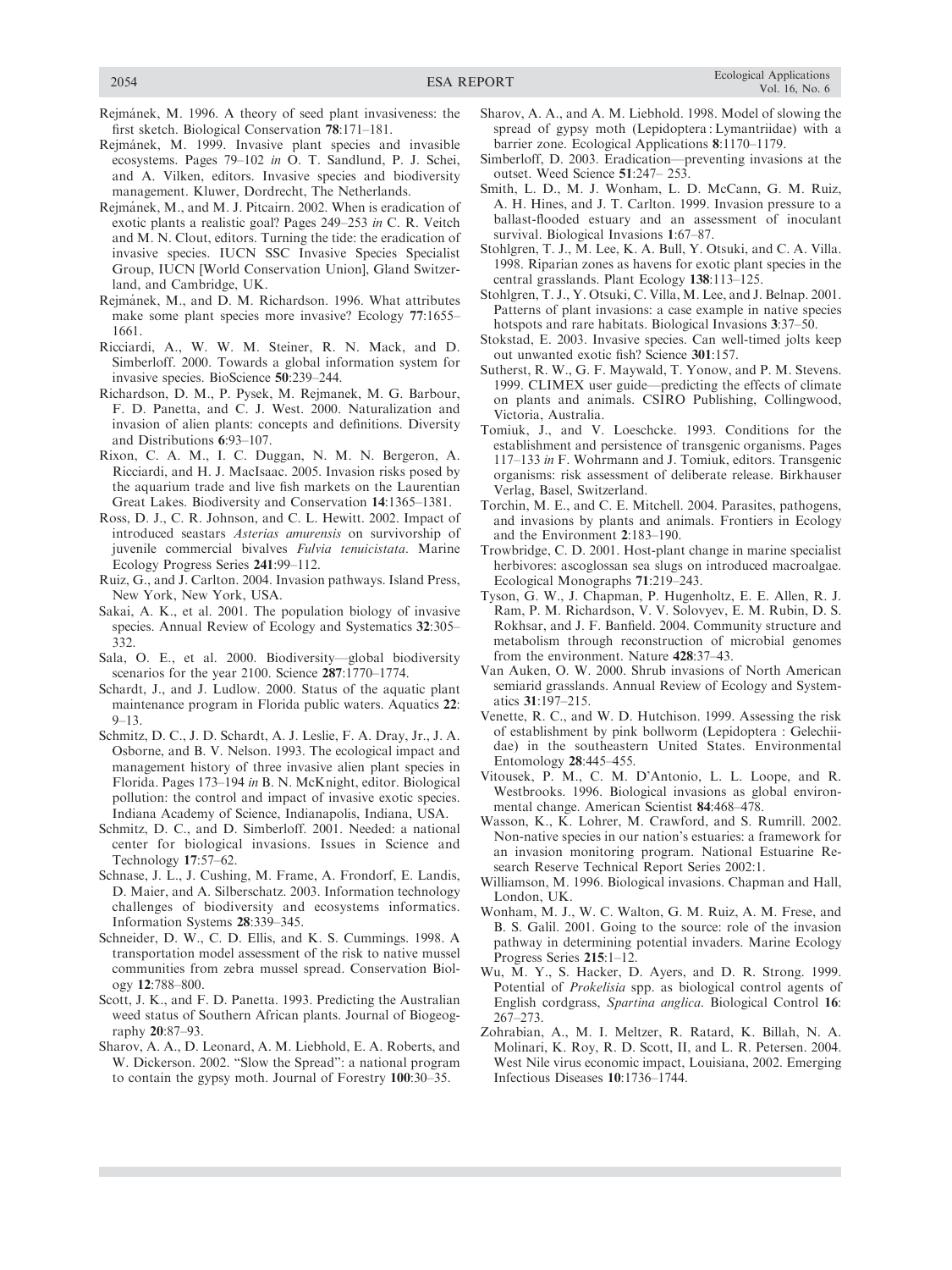Rejmánek, M. 1996. A theory of seed plant invasiveness: the first sketch. Biological Conservation **78**:171–181.

Rejmánek, M. 1999. Invasive plant species and invasible ecosystems. Pages 79–102 *in* O. T. Sandlund, P. J. Schei, and A. Vilken, editors. Invasive species and biodiversity management. Kluwer, Dordrecht, The Netherlands.

Rejmánek, M., and M. J. Pitcairn. 2002. When is eradication of exotic plants a realistic goal? Pages 249–253 *in* C. R. Veitch and M. N. Clout, editors. Turning the tide: the eradication of invasive species. IUCN SSC Invasive Species Specialist Group, IUCN [World Conservation Union], Gland Switzerland, and Cambridge, UK.

Rejmánek, M., and D. M. Richardson. 1996. What attributes make some plant species more invasive? Ecology **77**:1655–1661.

Ricciardi, A., W. W. M. Steiner, R. N. Mack, and D. Simberloff. 2000. Towards a global information system for invasive species. BioScience **50**:239–244.

Richardson, D. M., P. Pysek, M. Rejmanek, M. G. Barbour, F. D. Panetta, and C. J. West. 2000. Naturalization and invasion of alien plants: concepts and definitions. Diversity and Distributions **6**:93–107.

Rixon, C. A. M., I. C. Duggan, N. M. N. Bergeron, A. Ricciardi, and H. J. MacIsaac. 2005. Invasion risks posed by the aquarium trade and live fish markets on the Laurentian Great Lakes. Biodiversity and Conservation **14**:1365–1381.

Ross, D. J., C. R. Johnson, and C. L. Hewitt. 2002. Impact of introduced seastars *Asterias amurensis* on survivorship of juvenile commercial bivalves *Fulvia tenuicistata*. Marine Ecology Progress Series **241**:99–112.

Ruiz, G., and J. Carlton. 2004. Invasion pathways. Island Press, New York, New York, USA.

Sakai, A. K., et al. 2001. The population biology of invasive species. Annual Review of Ecology and Systematics **32**:305–332.

Sala, O. E., et al. 2000. Biodiversity—global biodiversity scenarios for the year 2100. Science **287**:1770–1774.

Schardt, J., and J. Ludlow. 2000. Status of the aquatic plant maintenance program in Florida public waters. Aquatics **22**: 9–13.

Schmitz, D. C., J. D. Schardt, A. J. Leslie, F. A. Dray, Jr., J. A. Osborne, and B. V. Nelson. 1993. The ecological impact and management history of three invasive alien plant species in Florida. Pages 173–194 *in* B. N. McKnight, editor. Biological pollution: the control and impact of invasive exotic species. Indiana Academy of Science, Indianapolis, Indiana, USA.

Schmitz, D. C., and D. Simberloff. 2001. Needed: a national center for biological invasions. Issues in Science and Technology **17**:57–62.

Schnase, J. L., J. Cushing, M. Frame, A. Frondorf, E. Landis, D. Maier, and A. Silberschatz. 2003. Information technology challenges of biodiversity and ecosystems informatics. Information Systems **28**:339–345.

Schneider, D. W., C. D. Ellis, and K. S. Cummings. 1998. A transportation model assessment of the risk to native mussel communities from zebra mussel spread. Conservation Biology **12**:788–800.

Scott, J. K., and F. D. Panetta. 1993. Predicting the Australian weed status of Southern African plants. Journal of Biogeography **20**:87–93.

Sharov, A. A., D. Leonard, A. M. Liebhold, E. A. Roberts, and W. Dickerson. 2002. "Slow the Spread": a national program to contain the gypsy moth. Journal of Forestry **100**:30–35.

Sharov, A. A., and A. M. Liebhold. 1998. Model of slowing the spread of gypsy moth (Lepidoptera : Lymantriidae) with a barrier zone. Ecological Applications **8**:1170–1179.

Simberloff, D. 2003. Eradication—preventing invasions at the outset. Weed Science **51**:247– 253.

Smith, L. D., M. J. Wonham, L. D. McCann, G. M. Ruiz, A. H. Hines, and J. T. Carlton. 1999. Invasion pressure to a ballast-flooded estuary and an assessment of inoculant survival. Biological Invasions **1**:67–87.

Stohlgren, T. J., M. Lee, K. A. Bull, Y. Otsuki, and C. A. Villa. 1998. Riparian zones as havens for exotic plant species in the central grasslands. Plant Ecology **138**:113–125.

Stohlgren, T. J., Y. Otsuki, C. Villa, M. Lee, and J. Belnap. 2001. Patterns of plant invasions: a case example in native species hotspots and rare habitats. Biological Invasions **3**:37–50.

Stokstad, E. 2003. Invasive species. Can well-timed jolts keep out unwanted exotic fish? Science **301**:157.

Sutherst, R. W., G. F. Maywald, T. Yonow, and P. M. Stevens. 1999. CLIMEX user guide—predicting the effects of climate on plants and animals. CSIRO Publishing, Collingwood, Victoria, Australia.

Tomiuk, J., and V. Loeschcke. 1993. Conditions for the establishment and persistence of transgenic organisms. Pages 117–133 *in* F. Wohrmann and J. Tomiuk, editors. Transgenic organisms: risk assessment of deliberate release. Birkhauser Verlag, Basel, Switzerland.

Torchin, M. E., and C. E. Mitchell. 2004. Parasites, pathogens, and invasions by plants and animals. Frontiers in Ecology and the Environment **2**:183–190.

Trowbridge, C. D. 2001. Host-plant change in marine specialist herbivores: ascoglossan sea slugs on introduced macroalgae. Ecological Monographs **71**:219–243.

Tyson, G. W., J. Chapman, P. Hugenholtz, E. E. Allen, R. J. Ram, P. M. Richardson, V. V. Solovyev, E. M. Rubin, D. S. Rokhsar, and J. F. Banfield. 2004. Community structure and metabolism through reconstruction of microbial genomes from the environment. Nature **428**:37–43.

Van Auken, O. W. 2000. Shrub invasions of North American semiarid grasslands. Annual Review of Ecology and Systematics **31**:197–215.

Venette, R. C., and W. D. Hutchison. 1999. Assessing the risk of establishment by pink bollworm (Lepidoptera : Gelechiidae) in the southeastern United States. Environmental Entomology **28**:445–455.

Vitousek, P. M., C. M. D'Antonio, L. L. Loope, and R. Westbrooks. 1996. Biological invasions as global environmental change. American Scientist **84**:468–478.

Wasson, K., K. Lohrer, M. Crawford, and S. Rumrill. 2002. Non-native species in our nation's estuaries: a framework for an invasion monitoring program. National Estuarine Research Reserve Technical Report Series 2002:1.

Williamson, M. 1996. Biological invasions. Chapman and Hall, London, UK.

Wonham, M. J., W. C. Walton, G. M. Ruiz, A. M. Frese, and B. S. Galil. 2001. Going to the source: role of the invasion pathway in determining potential invaders. Marine Ecology Progress Series **215**:1–12.

Wu, M. Y., S. Hacker, D. Ayers, and D. R. Strong. 1999. Potential of *Prokelisia* spp. as biological control agents of English cordgrass, *Spartina anglica*. Biological Control **16**: 267–273.

Zohrabian, A., M. I. Meltzer, R. Ratard, K. Billah, N. A. Molinari, K. Roy, R. D. Scott, II, and L. R. Petersen. 2004. West Nile virus economic impact, Louisiana, 2002. Emerging Infectious Diseases **10**:1736–1744.